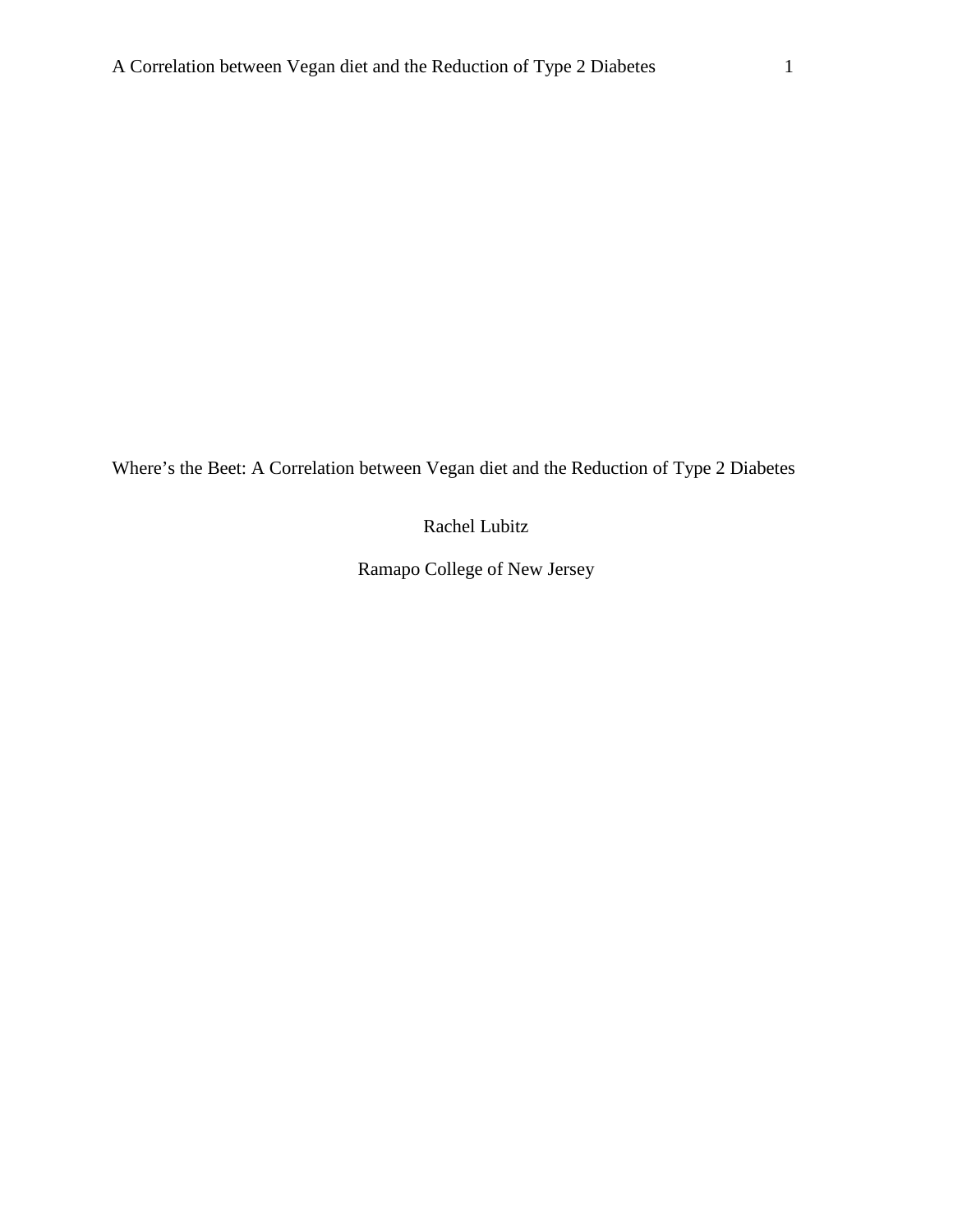# Where's the Beet: A Correlation between Vegan diet and the Reduction of Type 2 Diabetes

Rachel Lubitz

Ramapo College of New Jersey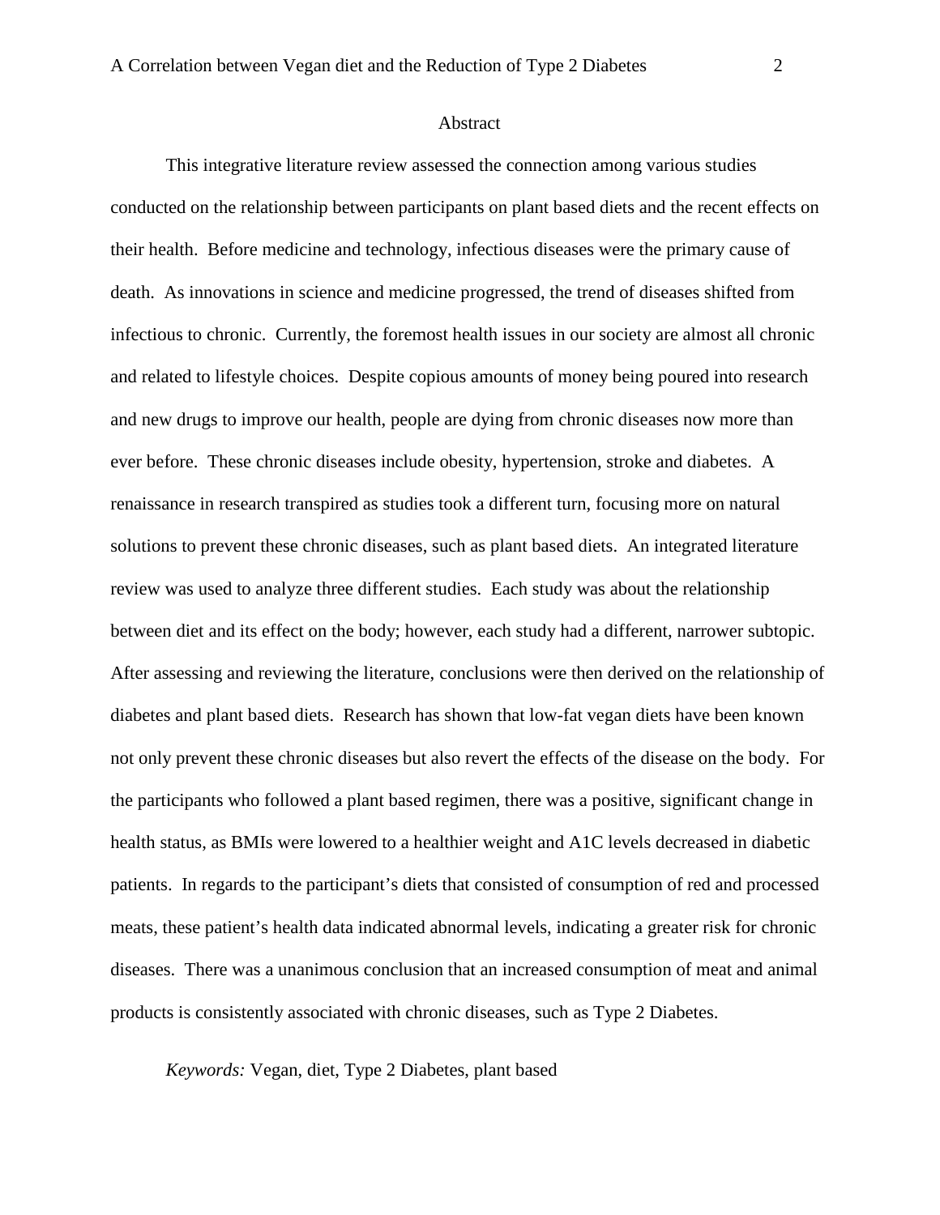# Abstract

This integrative literature review assessed the connection among various studies conducted on the relationship between participants on plant based diets and the recent effects on their health. Before medicine and technology, infectious diseases were the primary cause of death. As innovations in science and medicine progressed, the trend of diseases shifted from infectious to chronic. Currently, the foremost health issues in our society are almost all chronic and related to lifestyle choices. Despite copious amounts of money being poured into research and new drugs to improve our health, people are dying from chronic diseases now more than ever before. These chronic diseases include obesity, hypertension, stroke and diabetes. A renaissance in research transpired as studies took a different turn, focusing more on natural solutions to prevent these chronic diseases, such as plant based diets. An integrated literature review was used to analyze three different studies. Each study was about the relationship between diet and its effect on the body; however, each study had a different, narrower subtopic. After assessing and reviewing the literature, conclusions were then derived on the relationship of diabetes and plant based diets. Research has shown that low-fat vegan diets have been known not only prevent these chronic diseases but also revert the effects of the disease on the body. For the participants who followed a plant based regimen, there was a positive, significant change in health status, as BMIs were lowered to a healthier weight and A1C levels decreased in diabetic patients. In regards to the participant's diets that consisted of consumption of red and processed meats, these patient's health data indicated abnormal levels, indicating a greater risk for chronic diseases. There was a unanimous conclusion that an increased consumption of meat and animal products is consistently associated with chronic diseases, such as Type 2 Diabetes.

*Keywords:* Vegan, diet, Type 2 Diabetes, plant based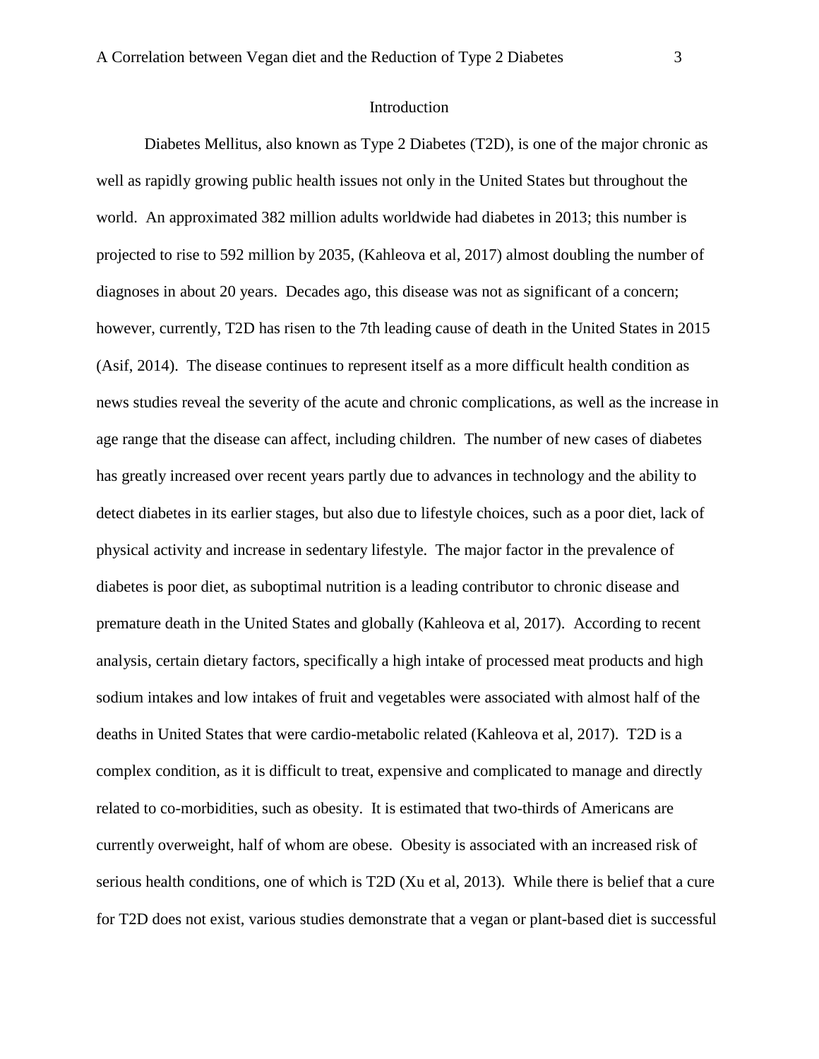## Introduction

Diabetes Mellitus, also known as Type 2 Diabetes (T2D), is one of the major chronic as well as rapidly growing public health issues not only in the United States but throughout the world. An approximated 382 million adults worldwide had diabetes in 2013; this number is projected to rise to 592 million by 2035, (Kahleova et al, 2017) almost doubling the number of diagnoses in about 20 years. Decades ago, this disease was not as significant of a concern; however, currently, T2D has risen to the 7th leading cause of death in the United States in 2015 (Asif, 2014). The disease continues to represent itself as a more difficult health condition as news studies reveal the severity of the acute and chronic complications, as well as the increase in age range that the disease can affect, including children. The number of new cases of diabetes has greatly increased over recent years partly due to advances in technology and the ability to detect diabetes in its earlier stages, but also due to lifestyle choices, such as a poor diet, lack of physical activity and increase in sedentary lifestyle. The major factor in the prevalence of diabetes is poor diet, as suboptimal nutrition is a leading contributor to chronic disease and premature death in the United States and globally (Kahleova et al, 2017). According to recent analysis, certain dietary factors, specifically a high intake of processed meat products and high sodium intakes and low intakes of fruit and vegetables were associated with almost half of the deaths in United States that were cardio-metabolic related (Kahleova et al, 2017). T2D is a complex condition, as it is difficult to treat, expensive and complicated to manage and directly related to co-morbidities, such as obesity. It is estimated that two-thirds of Americans are currently overweight, half of whom are obese. Obesity is associated with an increased risk of serious health conditions, one of which is T2D (Xu et al, 2013). While there is belief that a cure for T2D does not exist, various studies demonstrate that a vegan or plant-based diet is successful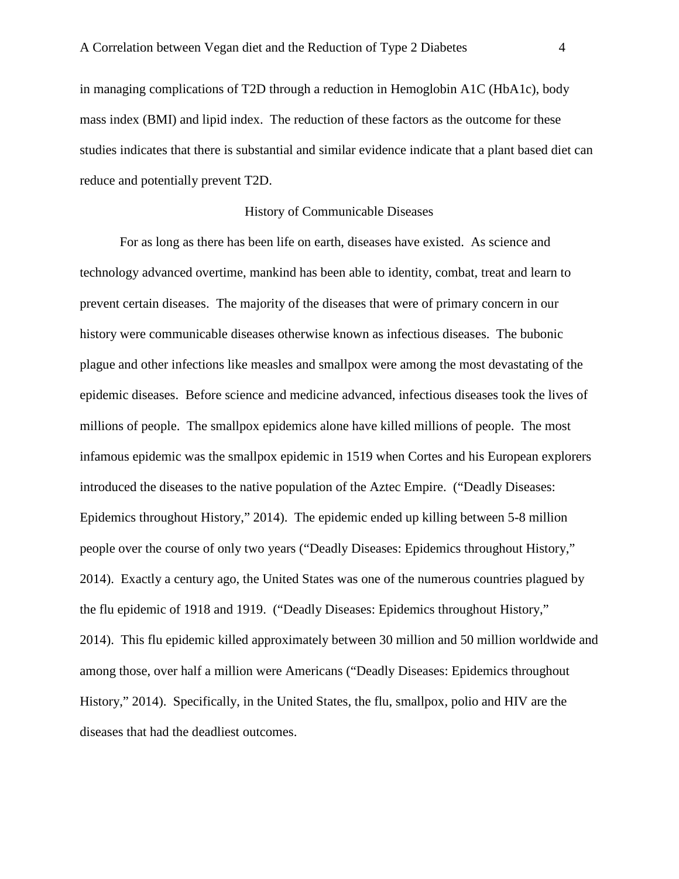in managing complications of T2D through a reduction in Hemoglobin A1C (HbA1c), body mass index (BMI) and lipid index. The reduction of these factors as the outcome for these studies indicates that there is substantial and similar evidence indicate that a plant based diet can reduce and potentially prevent T2D.

## History of Communicable Diseases

For as long as there has been life on earth, diseases have existed. As science and technology advanced overtime, mankind has been able to identity, combat, treat and learn to prevent certain diseases. The majority of the diseases that were of primary concern in our history were communicable diseases otherwise known as infectious diseases. The bubonic plague and other infections like measles and smallpox were among the most devastating of the epidemic diseases. Before science and medicine advanced, infectious diseases took the lives of millions of people. The smallpox epidemics alone have killed millions of people. The most infamous epidemic was the smallpox epidemic in 1519 when Cortes and his European explorers introduced the diseases to the native population of the Aztec Empire. ("Deadly Diseases: Epidemics throughout History," 2014). The epidemic ended up killing between 5-8 million people over the course of only two years ("Deadly Diseases: Epidemics throughout History," 2014). Exactly a century ago, the United States was one of the numerous countries plagued by the flu epidemic of 1918 and 1919. ("Deadly Diseases: Epidemics throughout History," 2014). This flu epidemic killed approximately between 30 million and 50 million worldwide and among those, over half a million were Americans ("Deadly Diseases: Epidemics throughout History," 2014). Specifically, in the United States, the flu, smallpox, polio and HIV are the diseases that had the deadliest outcomes.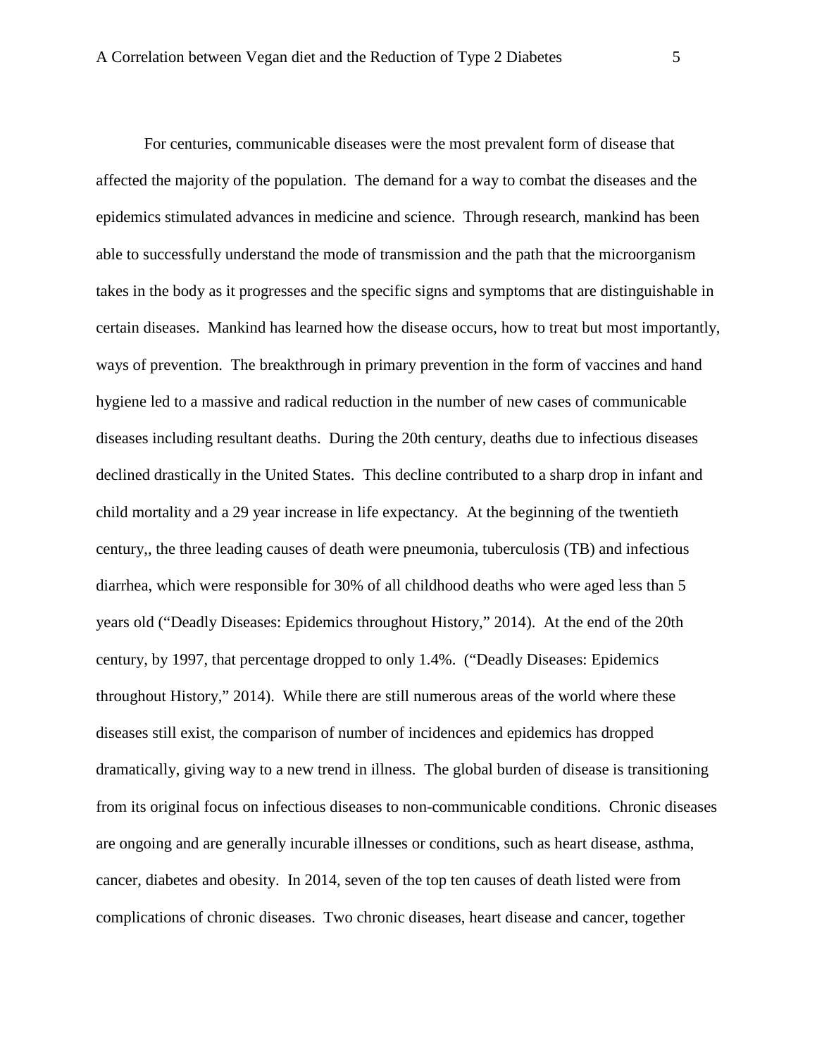For centuries, communicable diseases were the most prevalent form of disease that affected the majority of the population. The demand for a way to combat the diseases and the epidemics stimulated advances in medicine and science. Through research, mankind has been able to successfully understand the mode of transmission and the path that the microorganism takes in the body as it progresses and the specific signs and symptoms that are distinguishable in certain diseases. Mankind has learned how the disease occurs, how to treat but most importantly, ways of prevention. The breakthrough in primary prevention in the form of vaccines and hand hygiene led to a massive and radical reduction in the number of new cases of communicable diseases including resultant deaths. During the 20th century, deaths due to infectious diseases declined drastically in the United States. This decline contributed to a sharp drop in infant and child mortality and a 29 year increase in life expectancy. At the beginning of the twentieth century,, the three leading causes of death were pneumonia, tuberculosis (TB) and infectious diarrhea, which were responsible for 30% of all childhood deaths who were aged less than 5 years old ("Deadly Diseases: Epidemics throughout History," 2014). At the end of the 20th century, by 1997, that percentage dropped to only 1.4%. ("Deadly Diseases: Epidemics throughout History," 2014). While there are still numerous areas of the world where these diseases still exist, the comparison of number of incidences and epidemics has dropped dramatically, giving way to a new trend in illness. The global burden of disease is transitioning from its original focus on infectious diseases to non-communicable conditions. Chronic diseases are ongoing and are generally incurable illnesses or conditions, such as heart disease, asthma, cancer, diabetes and obesity. In 2014, seven of the top ten causes of death listed were from complications of chronic diseases. Two chronic diseases, heart disease and cancer, together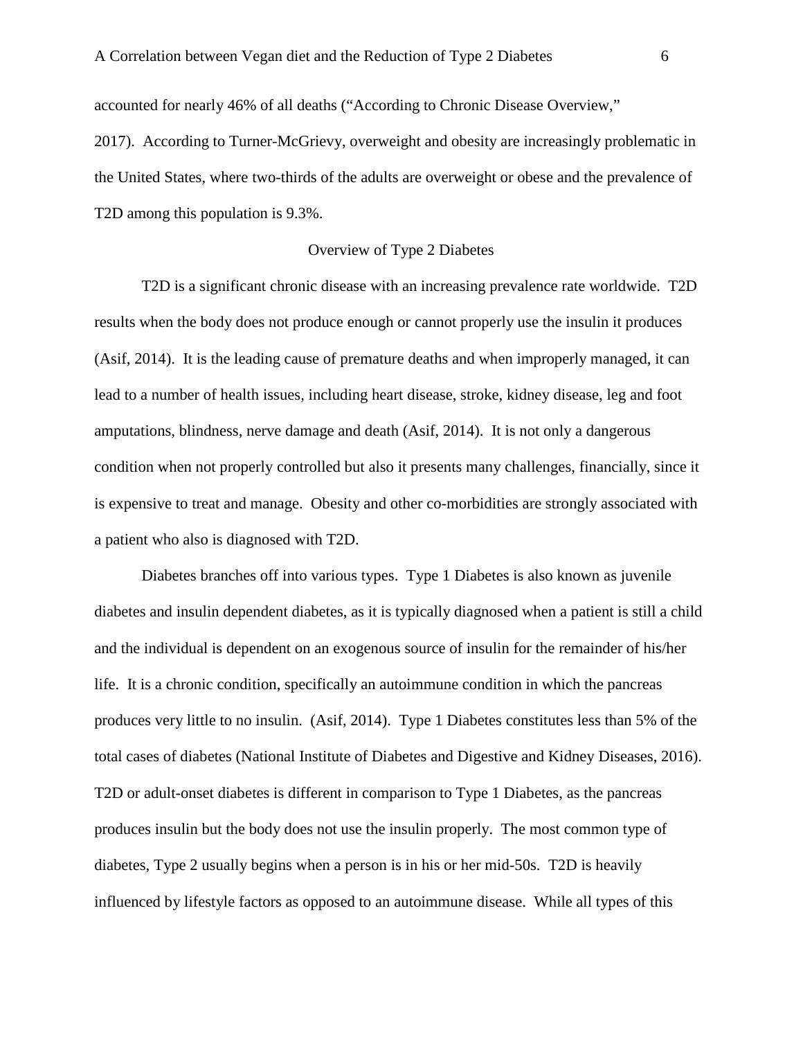accounted for nearly 46% of all deaths ("According to Chronic Disease Overview," 2017). According to Turner-McGrievy, overweight and obesity are increasingly problematic in the United States, where two-thirds of the adults are overweight or obese and the prevalence of T2D among this population is 9.3%.

## Overview of Type 2 Diabetes

T2D is a significant chronic disease with an increasing prevalence rate worldwide. T2D results when the body does not produce enough or cannot properly use the insulin it produces (Asif, 2014). It is the leading cause of premature deaths and when improperly managed, it can lead to a number of health issues, including heart disease, stroke, kidney disease, leg and foot amputations, blindness, nerve damage and death (Asif, 2014). It is not only a dangerous condition when not properly controlled but also it presents many challenges, financially, since it is expensive to treat and manage. Obesity and other co-morbidities are strongly associated with a patient who also is diagnosed with T2D.

Diabetes branches off into various types. Type 1 Diabetes is also known as juvenile diabetes and insulin dependent diabetes, as it is typically diagnosed when a patient is still a child and the individual is dependent on an exogenous source of insulin for the remainder of his/her life. It is a chronic condition, specifically an autoimmune condition in which the pancreas produces very little to no insulin. (Asif, 2014). Type 1 Diabetes constitutes less than 5% of the total cases of diabetes (National Institute of Diabetes and Digestive and Kidney Diseases, 2016). T2D or adult-onset diabetes is different in comparison to Type 1 Diabetes, as the pancreas produces insulin but the body does not use the insulin properly. The most common type of diabetes, Type 2 usually begins when a person is in his or her mid-50s. T2D is heavily influenced by lifestyle factors as opposed to an autoimmune disease. While all types of this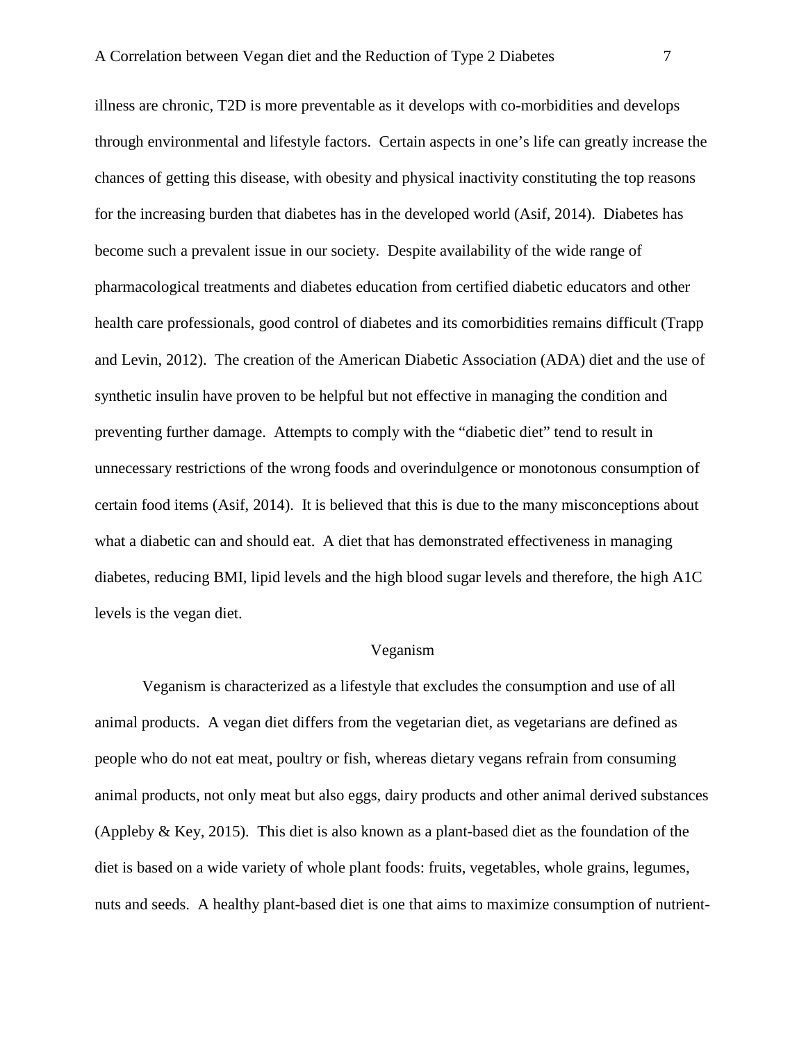illness are chronic, T2D is more preventable as it develops with co-morbidities and develops through environmental and lifestyle factors. Certain aspects in one's life can greatly increase the chances of getting this disease, with obesity and physical inactivity constituting the top reasons for the increasing burden that diabetes has in the developed world (Asif, 2014). Diabetes has become such a prevalent issue in our society. Despite availability of the wide range of pharmacological treatments and diabetes education from certified diabetic educators and other health care professionals, good control of diabetes and its comorbidities remains difficult (Trapp and Levin, 2012). The creation of the American Diabetic Association (ADA) diet and the use of synthetic insulin have proven to be helpful but not effective in managing the condition and preventing further damage. Attempts to comply with the "diabetic diet" tend to result in unnecessary restrictions of the wrong foods and overindulgence or monotonous consumption of certain food items (Asif, 2014). It is believed that this is due to the many misconceptions about what a diabetic can and should eat. A diet that has demonstrated effectiveness in managing diabetes, reducing BMI, lipid levels and the high blood sugar levels and therefore, the high A1C levels is the vegan diet.

## Veganism

Veganism is characterized as a lifestyle that excludes the consumption and use of all animal products. A vegan diet differs from the vegetarian diet, as vegetarians are defined as people who do not eat meat, poultry or fish, whereas dietary vegans refrain from consuming animal products, not only meat but also eggs, dairy products and other animal derived substances (Appleby & Key, 2015). This diet is also known as a plant-based diet as the foundation of the diet is based on a wide variety of whole plant foods: fruits, vegetables, whole grains, legumes, nuts and seeds. A healthy plant-based diet is one that aims to maximize consumption of nutrient-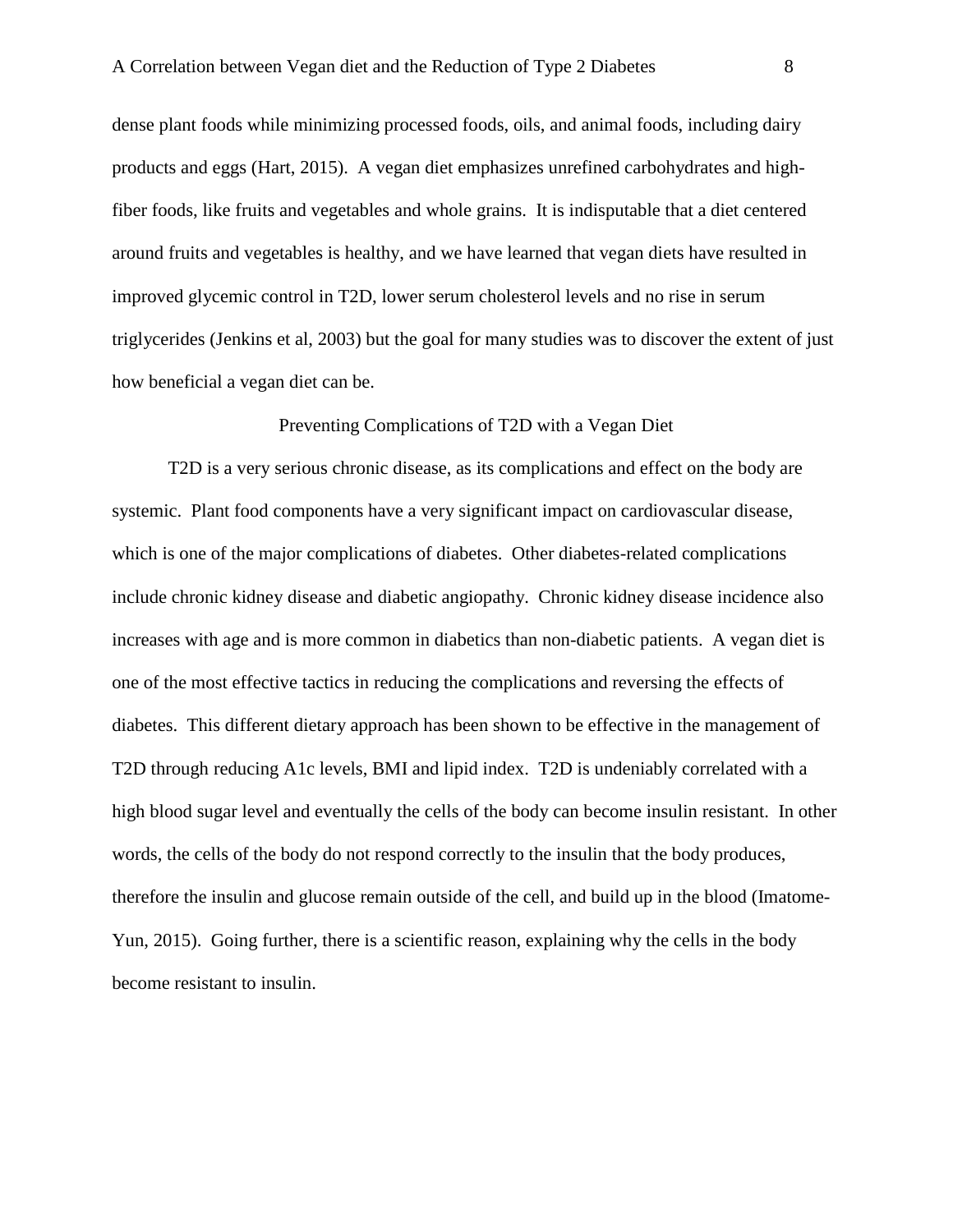dense plant foods while minimizing processed foods, oils, and animal foods, including dairy products and eggs (Hart, 2015). A vegan diet emphasizes unrefined carbohydrates and high-fiber foods, like fruits and vegetables and whole grains. It is indisputable that a diet centered around fruits and vegetables is healthy, and we have learned that vegan diets have resulted in improved glycemic control in T2D, lower serum cholesterol levels and no rise in serum triglycerides (Jenkins et al, 2003) but the goal for many studies was to discover the extent of just how beneficial a vegan diet can be.

## Preventing Complications of T2D with a Vegan Diet

T2D is a very serious chronic disease, as its complications and effect on the body are systemic. Plant food components have a very significant impact on cardiovascular disease, which is one of the major complications of diabetes. Other diabetes-related complications include chronic kidney disease and diabetic angiopathy. Chronic kidney disease incidence also increases with age and is more common in diabetics than non-diabetic patients. A vegan diet is one of the most effective tactics in reducing the complications and reversing the effects of diabetes. This different dietary approach has been shown to be effective in the management of T2D through reducing A1c levels, BMI and lipid index. T2D is undeniably correlated with a high blood sugar level and eventually the cells of the body can become insulin resistant. In other words, the cells of the body do not respond correctly to the insulin that the body produces, therefore the insulin and glucose remain outside of the cell, and build up in the blood (Imatome-Yun, 2015). Going further, there is a scientific reason, explaining why the cells in the body become resistant to insulin.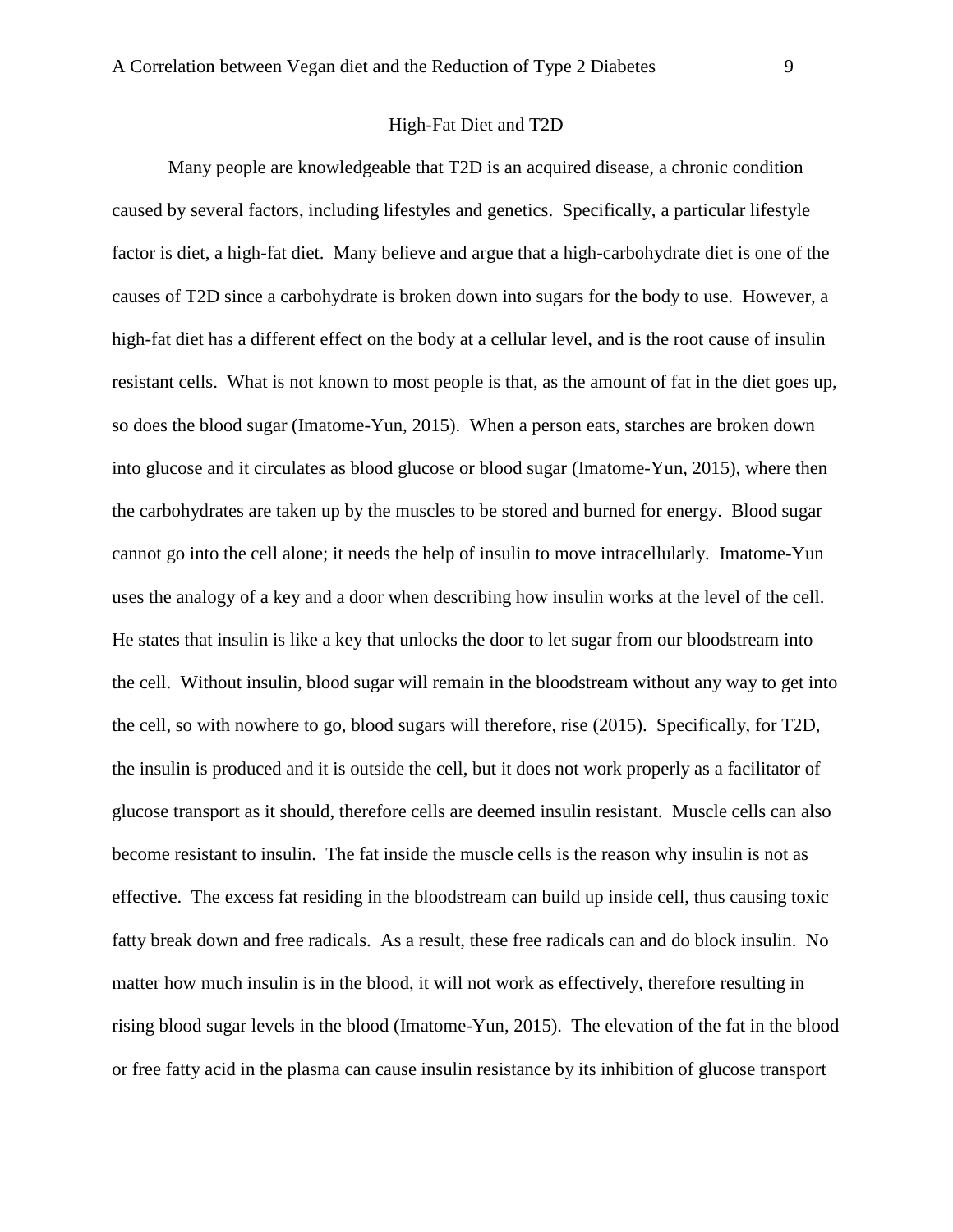## High-Fat Diet and T2D

Many people are knowledgeable that T2D is an acquired disease, a chronic condition caused by several factors, including lifestyles and genetics. Specifically, a particular lifestyle factor is diet, a high-fat diet. Many believe and argue that a high-carbohydrate diet is one of the causes of T2D since a carbohydrate is broken down into sugars for the body to use. However, a high-fat diet has a different effect on the body at a cellular level, and is the root cause of insulin resistant cells. What is not known to most people is that, as the amount of fat in the diet goes up, so does the blood sugar (Imatome-Yun, 2015). When a person eats, starches are broken down into glucose and it circulates as blood glucose or blood sugar (Imatome-Yun, 2015), where then the carbohydrates are taken up by the muscles to be stored and burned for energy. Blood sugar cannot go into the cell alone; it needs the help of insulin to move intracellularly. Imatome-Yun uses the analogy of a key and a door when describing how insulin works at the level of the cell. He states that insulin is like a key that unlocks the door to let sugar from our bloodstream into the cell. Without insulin, blood sugar will remain in the bloodstream without any way to get into the cell, so with nowhere to go, blood sugars will therefore, rise (2015). Specifically, for T2D, the insulin is produced and it is outside the cell, but it does not work properly as a facilitator of glucose transport as it should, therefore cells are deemed insulin resistant. Muscle cells can also become resistant to insulin. The fat inside the muscle cells is the reason why insulin is not as effective. The excess fat residing in the bloodstream can build up inside cell, thus causing toxic fatty break down and free radicals. As a result, these free radicals can and do block insulin. No matter how much insulin is in the blood, it will not work as effectively, therefore resulting in rising blood sugar levels in the blood (Imatome-Yun, 2015). The elevation of the fat in the blood or free fatty acid in the plasma can cause insulin resistance by its inhibition of glucose transport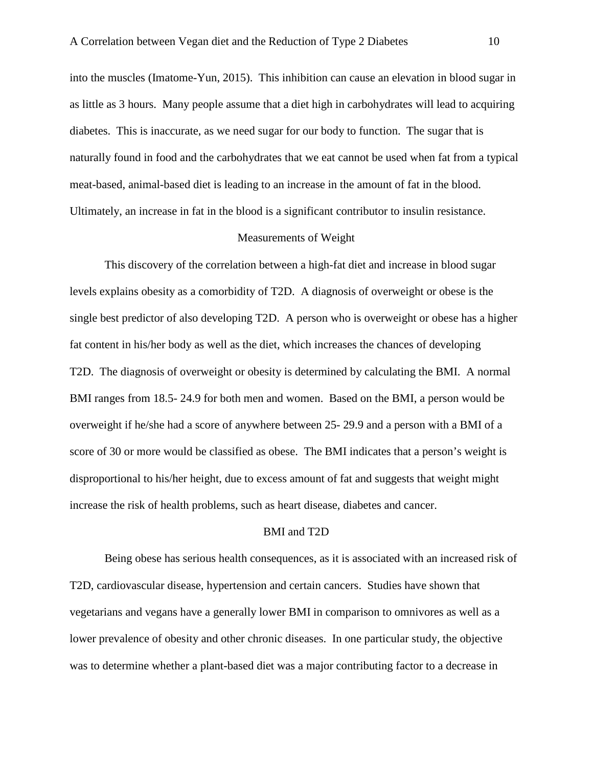into the muscles (Imatome-Yun, 2015). This inhibition can cause an elevation in blood sugar in as little as 3 hours. Many people assume that a diet high in carbohydrates will lead to acquiring diabetes. This is inaccurate, as we need sugar for our body to function. The sugar that is naturally found in food and the carbohydrates that we eat cannot be used when fat from a typical meat-based, animal-based diet is leading to an increase in the amount of fat in the blood. Ultimately, an increase in fat in the blood is a significant contributor to insulin resistance.

## Measurements of Weight

This discovery of the correlation between a high-fat diet and increase in blood sugar levels explains obesity as a comorbidity of T2D. A diagnosis of overweight or obese is the single best predictor of also developing T2D. A person who is overweight or obese has a higher fat content in his/her body as well as the diet, which increases the chances of developing T2D. The diagnosis of overweight or obesity is determined by calculating the BMI. A normal BMI ranges from 18.5- 24.9 for both men and women. Based on the BMI, a person would be overweight if he/she had a score of anywhere between 25- 29.9 and a person with a BMI of a score of 30 or more would be classified as obese. The BMI indicates that a person's weight is disproportional to his/her height, due to excess amount of fat and suggests that weight might increase the risk of health problems, such as heart disease, diabetes and cancer.

## BMI and T2D

Being obese has serious health consequences, as it is associated with an increased risk of T2D, cardiovascular disease, hypertension and certain cancers. Studies have shown that vegetarians and vegans have a generally lower BMI in comparison to omnivores as well as a lower prevalence of obesity and other chronic diseases. In one particular study, the objective was to determine whether a plant-based diet was a major contributing factor to a decrease in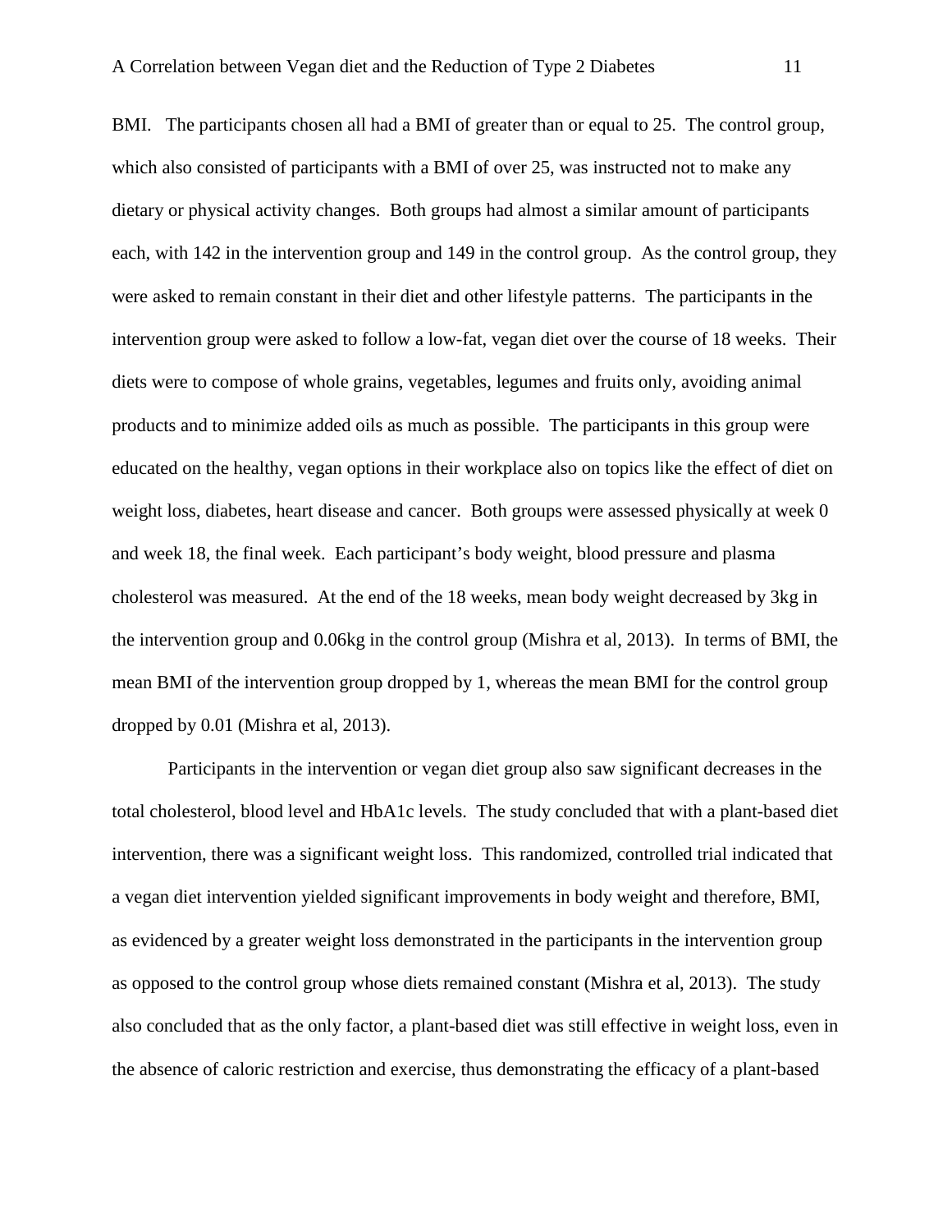BMI. The participants chosen all had a BMI of greater than or equal to 25. The control group, which also consisted of participants with a BMI of over 25, was instructed not to make any dietary or physical activity changes. Both groups had almost a similar amount of participants each, with 142 in the intervention group and 149 in the control group. As the control group, they were asked to remain constant in their diet and other lifestyle patterns. The participants in the intervention group were asked to follow a low-fat, vegan diet over the course of 18 weeks. Their diets were to compose of whole grains, vegetables, legumes and fruits only, avoiding animal products and to minimize added oils as much as possible. The participants in this group were educated on the healthy, vegan options in their workplace also on topics like the effect of diet on weight loss, diabetes, heart disease and cancer. Both groups were assessed physically at week 0 and week 18, the final week. Each participant's body weight, blood pressure and plasma cholesterol was measured. At the end of the 18 weeks, mean body weight decreased by 3kg in the intervention group and 0.06kg in the control group (Mishra et al, 2013). In terms of BMI, the mean BMI of the intervention group dropped by 1, whereas the mean BMI for the control group dropped by 0.01 (Mishra et al, 2013).

Participants in the intervention or vegan diet group also saw significant decreases in the total cholesterol, blood level and HbA1c levels. The study concluded that with a plant-based diet intervention, there was a significant weight loss. This randomized, controlled trial indicated that a vegan diet intervention yielded significant improvements in body weight and therefore, BMI, as evidenced by a greater weight loss demonstrated in the participants in the intervention group as opposed to the control group whose diets remained constant (Mishra et al, 2013). The study also concluded that as the only factor, a plant-based diet was still effective in weight loss, even in the absence of caloric restriction and exercise, thus demonstrating the efficacy of a plant-based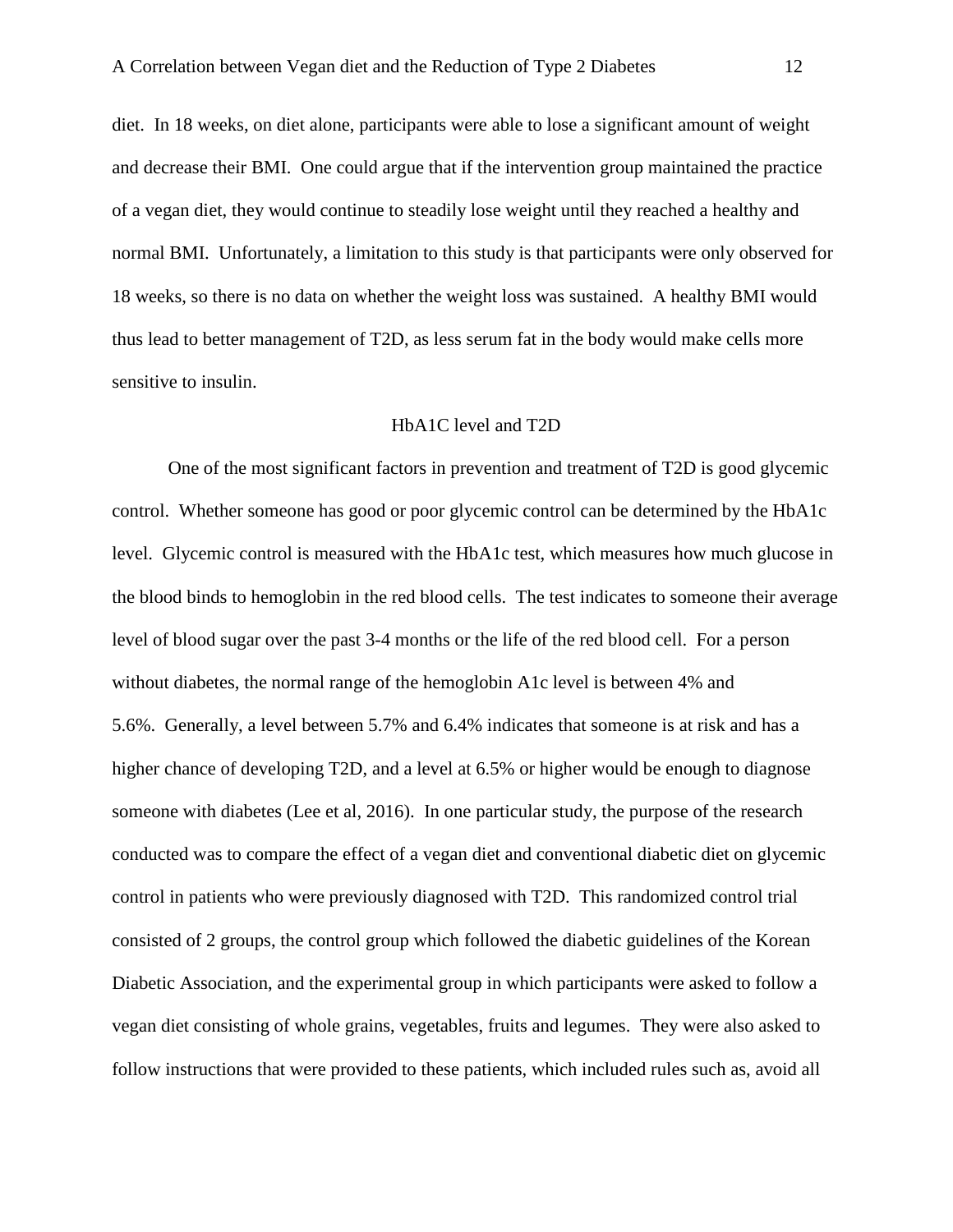diet. In 18 weeks, on diet alone, participants were able to lose a significant amount of weight and decrease their BMI. One could argue that if the intervention group maintained the practice of a vegan diet, they would continue to steadily lose weight until they reached a healthy and normal BMI. Unfortunately, a limitation to this study is that participants were only observed for 18 weeks, so there is no data on whether the weight loss was sustained. A healthy BMI would thus lead to better management of T2D, as less serum fat in the body would make cells more sensitive to insulin.

## HbA1C level and T2D

One of the most significant factors in prevention and treatment of T2D is good glycemic control. Whether someone has good or poor glycemic control can be determined by the HbA1c level. Glycemic control is measured with the HbA1c test, which measures how much glucose in the blood binds to hemoglobin in the red blood cells. The test indicates to someone their average level of blood sugar over the past 3-4 months or the life of the red blood cell. For a person without diabetes, the normal range of the hemoglobin A1c level is between 4% and 5.6%. Generally, a level between 5.7% and 6.4% indicates that someone is at risk and has a higher chance of developing T2D, and a level at 6.5% or higher would be enough to diagnose someone with diabetes (Lee et al, 2016). In one particular study, the purpose of the research conducted was to compare the effect of a vegan diet and conventional diabetic diet on glycemic control in patients who were previously diagnosed with T2D. This randomized control trial consisted of 2 groups, the control group which followed the diabetic guidelines of the Korean Diabetic Association, and the experimental group in which participants were asked to follow a vegan diet consisting of whole grains, vegetables, fruits and legumes. They were also asked to follow instructions that were provided to these patients, which included rules such as, avoid all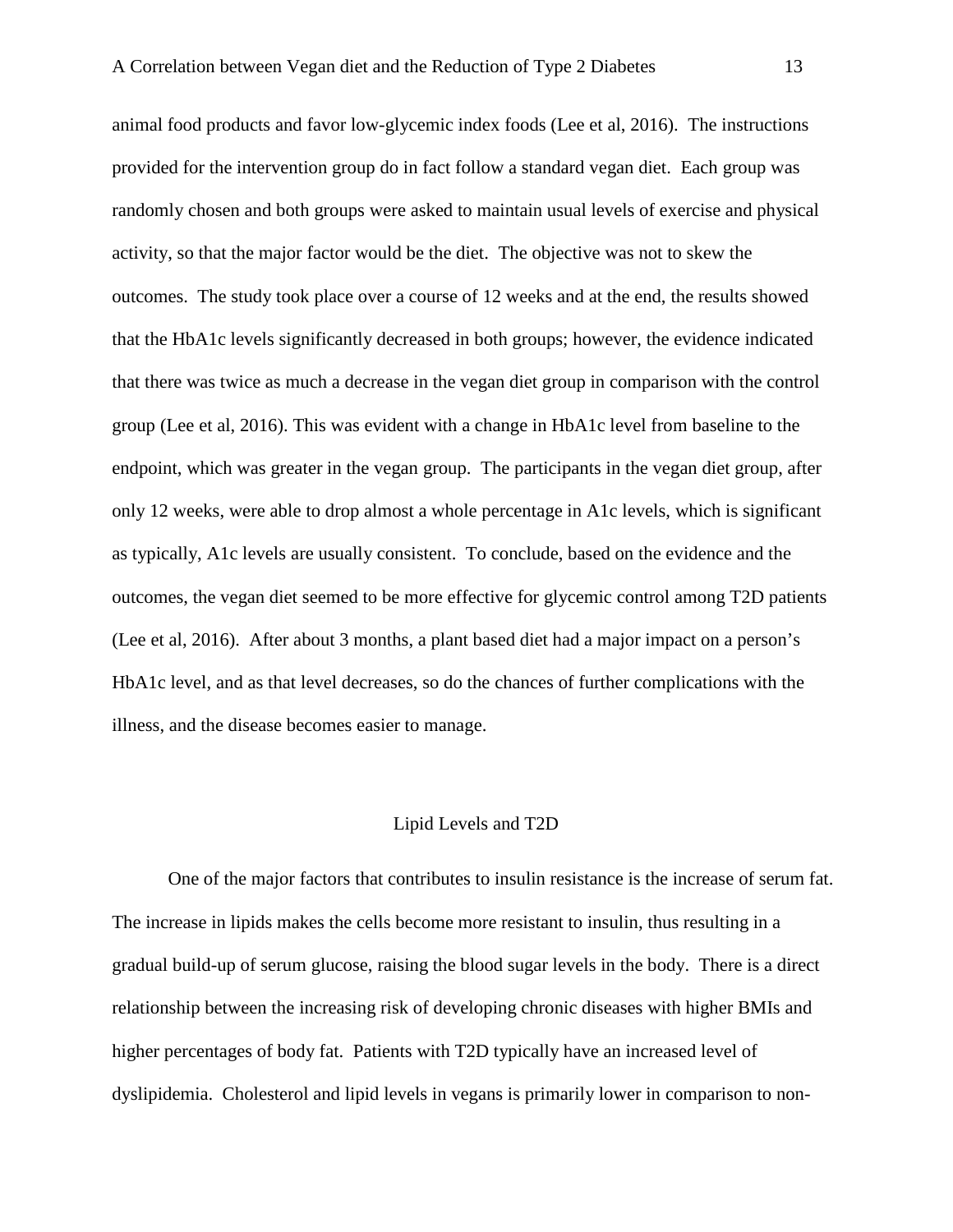animal food products and favor low-glycemic index foods (Lee et al, 2016). The instructions provided for the intervention group do in fact follow a standard vegan diet. Each group was randomly chosen and both groups were asked to maintain usual levels of exercise and physical activity, so that the major factor would be the diet. The objective was not to skew the outcomes. The study took place over a course of 12 weeks and at the end, the results showed that the HbA1c levels significantly decreased in both groups; however, the evidence indicated that there was twice as much a decrease in the vegan diet group in comparison with the control group (Lee et al, 2016). This was evident with a change in HbA1c level from baseline to the endpoint, which was greater in the vegan group. The participants in the vegan diet group, after only 12 weeks, were able to drop almost a whole percentage in A1c levels, which is significant as typically, A1c levels are usually consistent. To conclude, based on the evidence and the outcomes, the vegan diet seemed to be more effective for glycemic control among T2D patients (Lee et al, 2016). After about 3 months, a plant based diet had a major impact on a person's HbA1c level, and as that level decreases, so do the chances of further complications with the illness, and the disease becomes easier to manage.

## Lipid Levels and T2D

One of the major factors that contributes to insulin resistance is the increase of serum fat. The increase in lipids makes the cells become more resistant to insulin, thus resulting in a gradual build-up of serum glucose, raising the blood sugar levels in the body. There is a direct relationship between the increasing risk of developing chronic diseases with higher BMIs and higher percentages of body fat. Patients with T2D typically have an increased level of dyslipidemia. Cholesterol and lipid levels in vegans is primarily lower in comparison to non-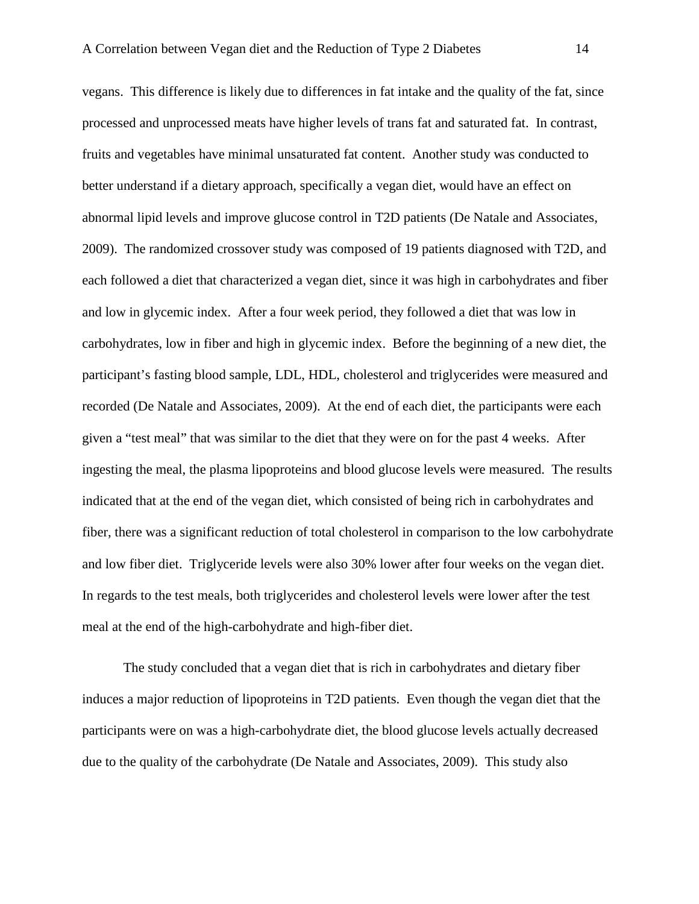vegans. This difference is likely due to differences in fat intake and the quality of the fat, since processed and unprocessed meats have higher levels of trans fat and saturated fat. In contrast, fruits and vegetables have minimal unsaturated fat content. Another study was conducted to better understand if a dietary approach, specifically a vegan diet, would have an effect on abnormal lipid levels and improve glucose control in T2D patients (De Natale and Associates, 2009). The randomized crossover study was composed of 19 patients diagnosed with T2D, and each followed a diet that characterized a vegan diet, since it was high in carbohydrates and fiber and low in glycemic index. After a four week period, they followed a diet that was low in carbohydrates, low in fiber and high in glycemic index. Before the beginning of a new diet, the participant's fasting blood sample, LDL, HDL, cholesterol and triglycerides were measured and recorded (De Natale and Associates, 2009). At the end of each diet, the participants were each given a "test meal" that was similar to the diet that they were on for the past 4 weeks. After ingesting the meal, the plasma lipoproteins and blood glucose levels were measured. The results indicated that at the end of the vegan diet, which consisted of being rich in carbohydrates and fiber, there was a significant reduction of total cholesterol in comparison to the low carbohydrate and low fiber diet. Triglyceride levels were also 30% lower after four weeks on the vegan diet. In regards to the test meals, both triglycerides and cholesterol levels were lower after the test meal at the end of the high-carbohydrate and high-fiber diet.

The study concluded that a vegan diet that is rich in carbohydrates and dietary fiber induces a major reduction of lipoproteins in T2D patients. Even though the vegan diet that the participants were on was a high-carbohydrate diet, the blood glucose levels actually decreased due to the quality of the carbohydrate (De Natale and Associates, 2009). This study also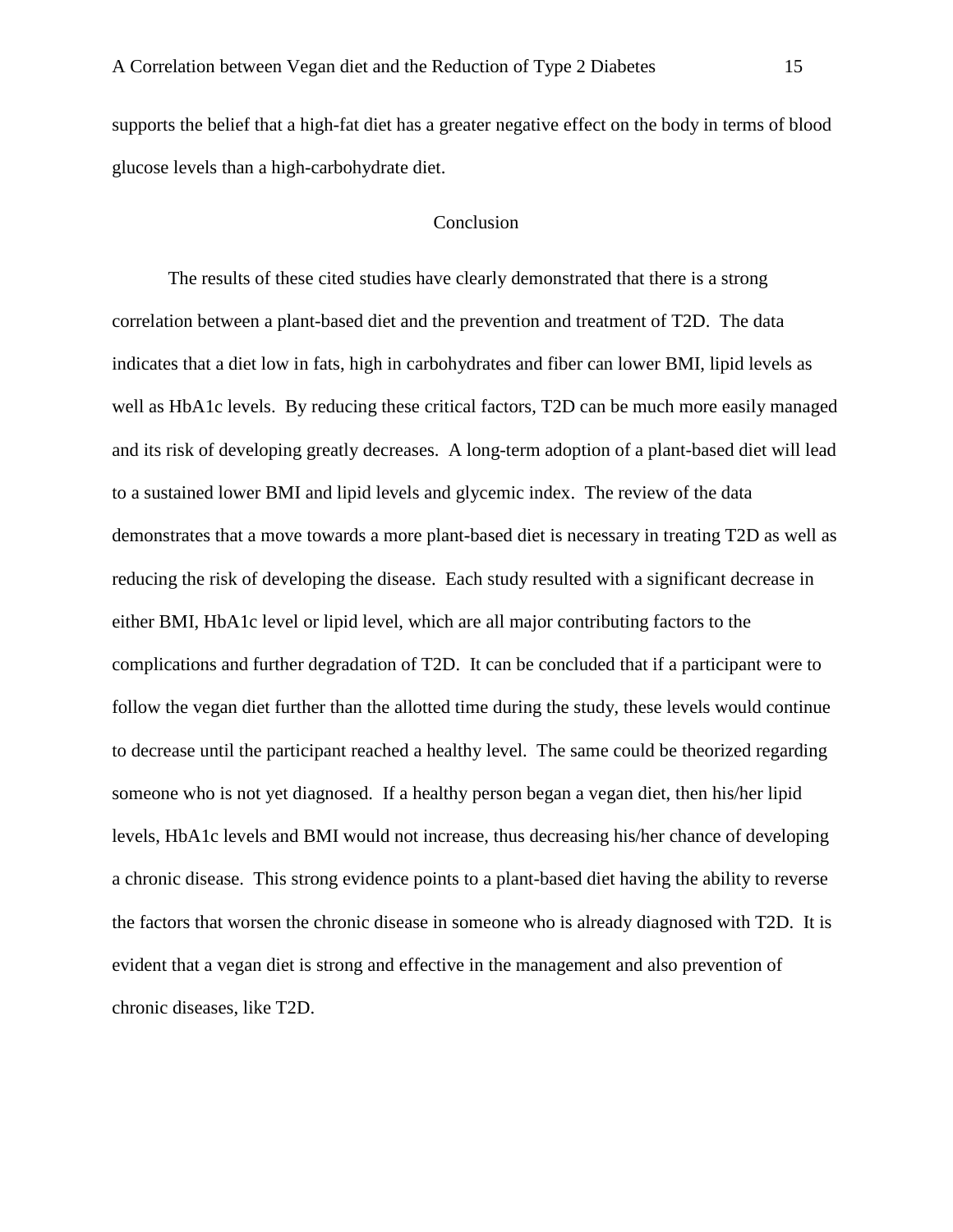supports the belief that a high-fat diet has a greater negative effect on the body in terms of blood glucose levels than a high-carbohydrate diet.

## Conclusion

The results of these cited studies have clearly demonstrated that there is a strong correlation between a plant-based diet and the prevention and treatment of T2D. The data indicates that a diet low in fats, high in carbohydrates and fiber can lower BMI, lipid levels as well as HbA1c levels. By reducing these critical factors, T2D can be much more easily managed and its risk of developing greatly decreases. A long-term adoption of a plant-based diet will lead to a sustained lower BMI and lipid levels and glycemic index. The review of the data demonstrates that a move towards a more plant-based diet is necessary in treating T2D as well as reducing the risk of developing the disease. Each study resulted with a significant decrease in either BMI, HbA1c level or lipid level, which are all major contributing factors to the complications and further degradation of T2D. It can be concluded that if a participant were to follow the vegan diet further than the allotted time during the study, these levels would continue to decrease until the participant reached a healthy level. The same could be theorized regarding someone who is not yet diagnosed. If a healthy person began a vegan diet, then his/her lipid levels, HbA1c levels and BMI would not increase, thus decreasing his/her chance of developing a chronic disease. This strong evidence points to a plant-based diet having the ability to reverse the factors that worsen the chronic disease in someone who is already diagnosed with T2D. It is evident that a vegan diet is strong and effective in the management and also prevention of chronic diseases, like T2D.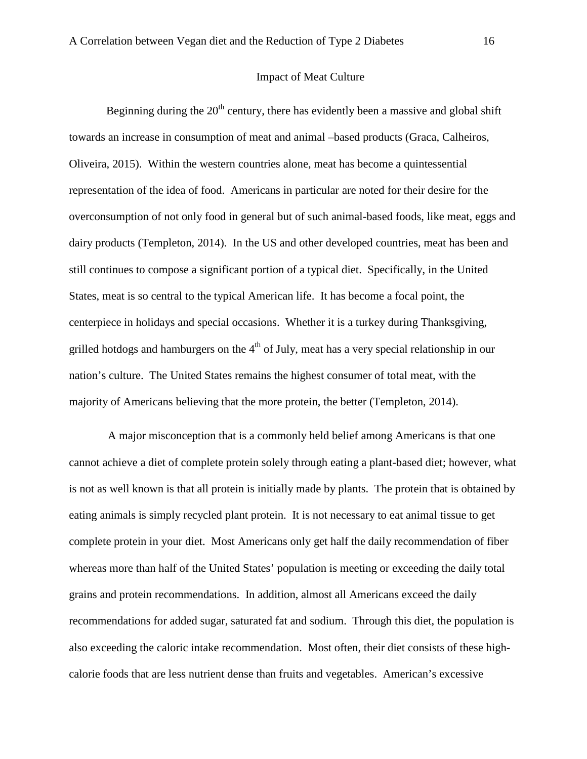## Impact of Meat Culture

Beginning during the 20th century, there has evidently been a massive and global shift towards an increase in consumption of meat and animal –based products (Graca, Calheiros, Oliveira, 2015). Within the western countries alone, meat has become a quintessential representation of the idea of food. Americans in particular are noted for their desire for the overconsumption of not only food in general but of such animal-based foods, like meat, eggs and dairy products (Templeton, 2014). In the US and other developed countries, meat has been and still continues to compose a significant portion of a typical diet. Specifically, in the United States, meat is so central to the typical American life. It has become a focal point, the centerpiece in holidays and special occasions. Whether it is a turkey during Thanksgiving, grilled hotdogs and hamburgers on the 4th of July, meat has a very special relationship in our nation's culture. The United States remains the highest consumer of total meat, with the majority of Americans believing that the more protein, the better (Templeton, 2014).

A major misconception that is a commonly held belief among Americans is that one cannot achieve a diet of complete protein solely through eating a plant-based diet; however, what is not as well known is that all protein is initially made by plants. The protein that is obtained by eating animals is simply recycled plant protein. It is not necessary to eat animal tissue to get complete protein in your diet. Most Americans only get half the daily recommendation of fiber whereas more than half of the United States' population is meeting or exceeding the daily total grains and protein recommendations. In addition, almost all Americans exceed the daily recommendations for added sugar, saturated fat and sodium. Through this diet, the population is also exceeding the caloric intake recommendation. Most often, their diet consists of these high-calorie foods that are less nutrient dense than fruits and vegetables. American's excessive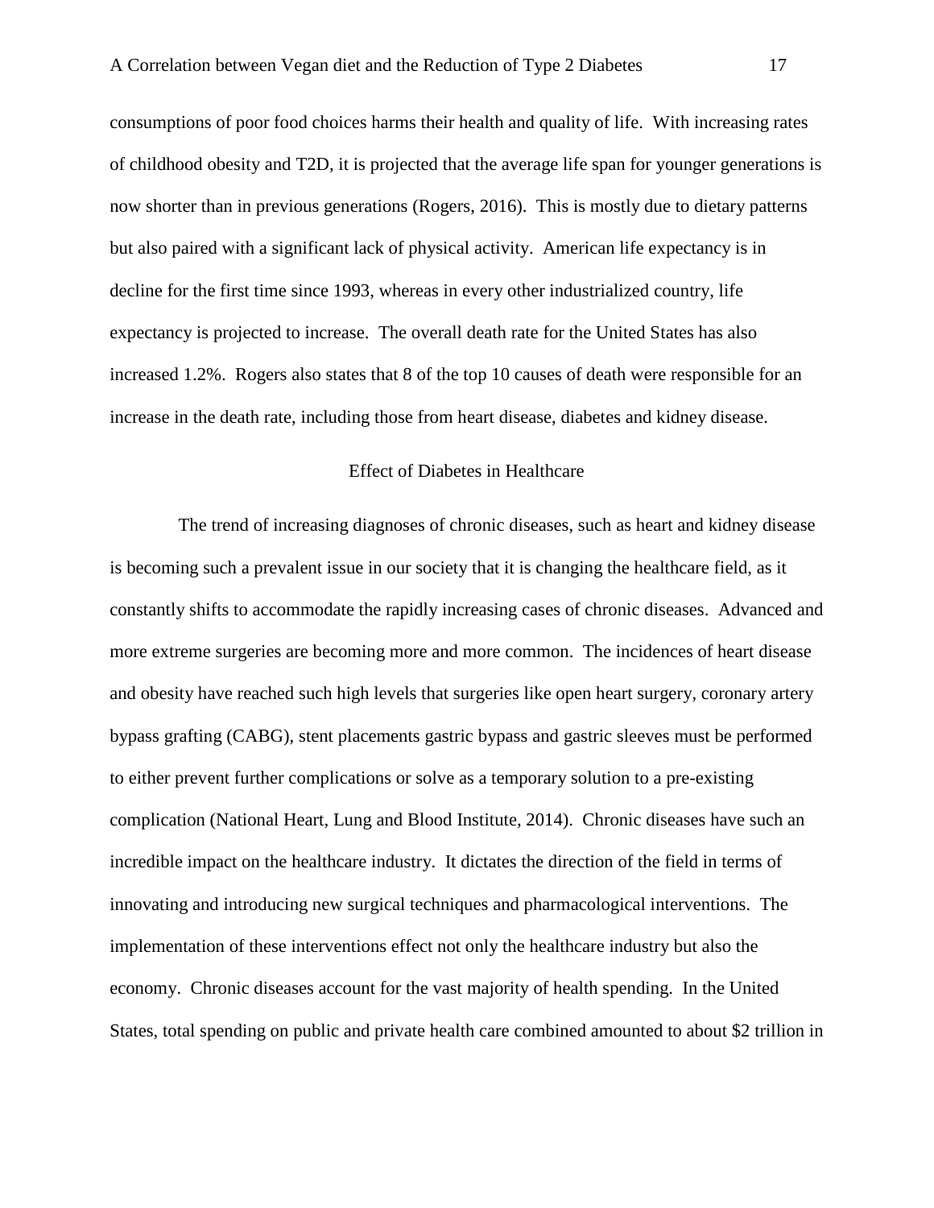consumptions of poor food choices harms their health and quality of life. With increasing rates of childhood obesity and T2D, it is projected that the average life span for younger generations is now shorter than in previous generations (Rogers, 2016). This is mostly due to dietary patterns but also paired with a significant lack of physical activity. American life expectancy is in decline for the first time since 1993, whereas in every other industrialized country, life expectancy is projected to increase. The overall death rate for the United States has also increased 1.2%. Rogers also states that 8 of the top 10 causes of death were responsible for an increase in the death rate, including those from heart disease, diabetes and kidney disease.

## Effect of Diabetes in Healthcare

The trend of increasing diagnoses of chronic diseases, such as heart and kidney disease is becoming such a prevalent issue in our society that it is changing the healthcare field, as it constantly shifts to accommodate the rapidly increasing cases of chronic diseases. Advanced and more extreme surgeries are becoming more and more common. The incidences of heart disease and obesity have reached such high levels that surgeries like open heart surgery, coronary artery bypass grafting (CABG), stent placements gastric bypass and gastric sleeves must be performed to either prevent further complications or solve as a temporary solution to a pre-existing complication (National Heart, Lung and Blood Institute, 2014). Chronic diseases have such an incredible impact on the healthcare industry. It dictates the direction of the field in terms of innovating and introducing new surgical techniques and pharmacological interventions. The implementation of these interventions effect not only the healthcare industry but also the economy. Chronic diseases account for the vast majority of health spending. In the United States, total spending on public and private health care combined amounted to about $2 trillion in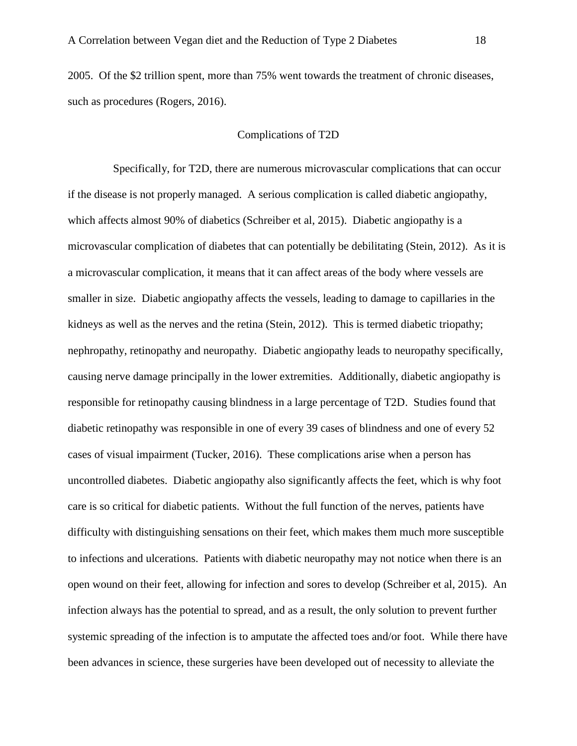2005. Of the $2 trillion spent, more than 75% went towards the treatment of chronic diseases, such as procedures (Rogers, 2016).

## Complications of T2D

Specifically, for T2D, there are numerous microvascular complications that can occur if the disease is not properly managed. A serious complication is called diabetic angiopathy, which affects almost 90% of diabetics (Schreiber et al, 2015). Diabetic angiopathy is a microvascular complication of diabetes that can potentially be debilitating (Stein, 2012). As it is a microvascular complication, it means that it can affect areas of the body where vessels are smaller in size. Diabetic angiopathy affects the vessels, leading to damage to capillaries in the kidneys as well as the nerves and the retina (Stein, 2012). This is termed diabetic triopathy; nephropathy, retinopathy and neuropathy. Diabetic angiopathy leads to neuropathy specifically, causing nerve damage principally in the lower extremities. Additionally, diabetic angiopathy is responsible for retinopathy causing blindness in a large percentage of T2D. Studies found that diabetic retinopathy was responsible in one of every 39 cases of blindness and one of every 52 cases of visual impairment (Tucker, 2016). These complications arise when a person has uncontrolled diabetes. Diabetic angiopathy also significantly affects the feet, which is why foot care is so critical for diabetic patients. Without the full function of the nerves, patients have difficulty with distinguishing sensations on their feet, which makes them much more susceptible to infections and ulcerations. Patients with diabetic neuropathy may not notice when there is an open wound on their feet, allowing for infection and sores to develop (Schreiber et al, 2015). An infection always has the potential to spread, and as a result, the only solution to prevent further systemic spreading of the infection is to amputate the affected toes and/or foot. While there have been advances in science, these surgeries have been developed out of necessity to alleviate the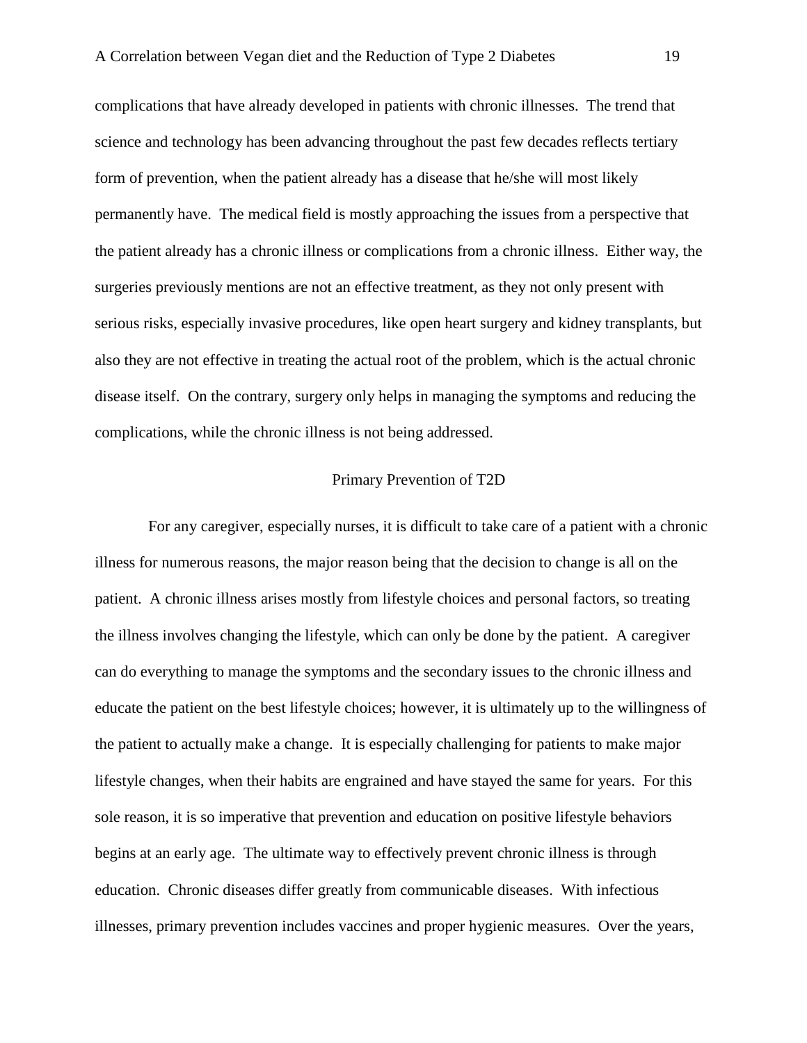complications that have already developed in patients with chronic illnesses. The trend that science and technology has been advancing throughout the past few decades reflects tertiary form of prevention, when the patient already has a disease that he/she will most likely permanently have. The medical field is mostly approaching the issues from a perspective that the patient already has a chronic illness or complications from a chronic illness. Either way, the surgeries previously mentions are not an effective treatment, as they not only present with serious risks, especially invasive procedures, like open heart surgery and kidney transplants, but also they are not effective in treating the actual root of the problem, which is the actual chronic disease itself. On the contrary, surgery only helps in managing the symptoms and reducing the complications, while the chronic illness is not being addressed.

## Primary Prevention of T2D

For any caregiver, especially nurses, it is difficult to take care of a patient with a chronic illness for numerous reasons, the major reason being that the decision to change is all on the patient. A chronic illness arises mostly from lifestyle choices and personal factors, so treating the illness involves changing the lifestyle, which can only be done by the patient. A caregiver can do everything to manage the symptoms and the secondary issues to the chronic illness and educate the patient on the best lifestyle choices; however, it is ultimately up to the willingness of the patient to actually make a change. It is especially challenging for patients to make major lifestyle changes, when their habits are engrained and have stayed the same for years. For this sole reason, it is so imperative that prevention and education on positive lifestyle behaviors begins at an early age. The ultimate way to effectively prevent chronic illness is through education. Chronic diseases differ greatly from communicable diseases. With infectious illnesses, primary prevention includes vaccines and proper hygienic measures. Over the years,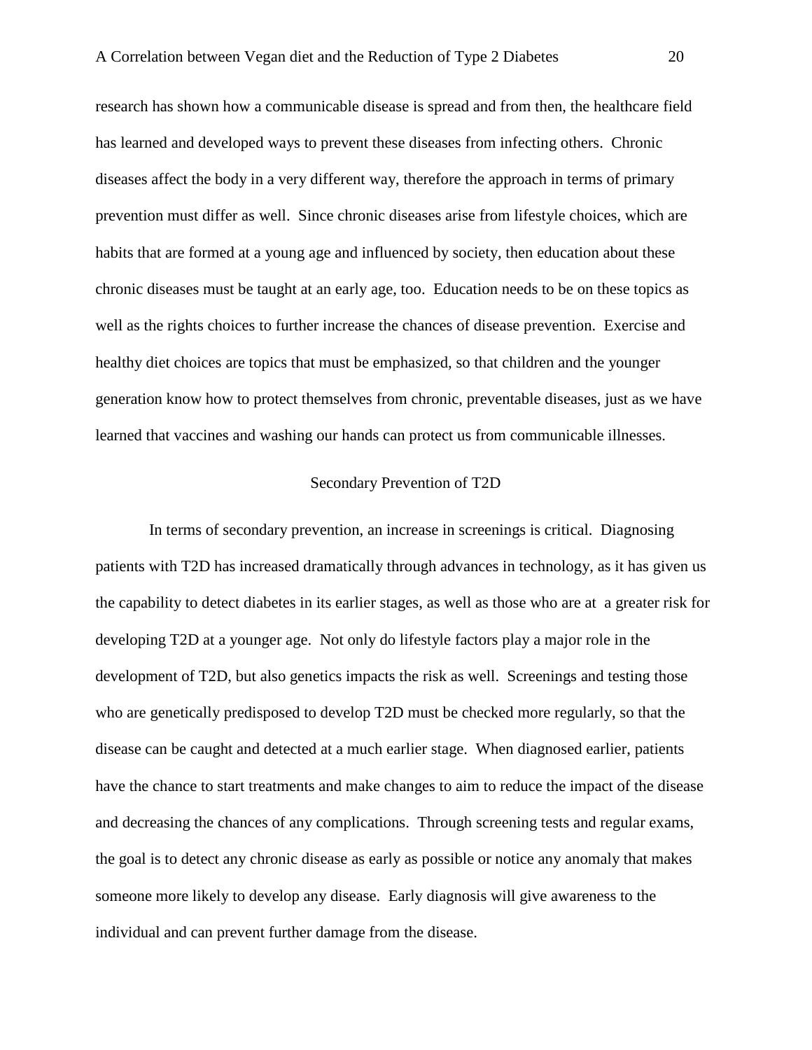research has shown how a communicable disease is spread and from then, the healthcare field has learned and developed ways to prevent these diseases from infecting others. Chronic diseases affect the body in a very different way, therefore the approach in terms of primary prevention must differ as well. Since chronic diseases arise from lifestyle choices, which are habits that are formed at a young age and influenced by society, then education about these chronic diseases must be taught at an early age, too. Education needs to be on these topics as well as the rights choices to further increase the chances of disease prevention. Exercise and healthy diet choices are topics that must be emphasized, so that children and the younger generation know how to protect themselves from chronic, preventable diseases, just as we have learned that vaccines and washing our hands can protect us from communicable illnesses.

## Secondary Prevention of T2D

In terms of secondary prevention, an increase in screenings is critical. Diagnosing patients with T2D has increased dramatically through advances in technology, as it has given us the capability to detect diabetes in its earlier stages, as well as those who are at a greater risk for developing T2D at a younger age. Not only do lifestyle factors play a major role in the development of T2D, but also genetics impacts the risk as well. Screenings and testing those who are genetically predisposed to develop T2D must be checked more regularly, so that the disease can be caught and detected at a much earlier stage. When diagnosed earlier, patients have the chance to start treatments and make changes to aim to reduce the impact of the disease and decreasing the chances of any complications. Through screening tests and regular exams, the goal is to detect any chronic disease as early as possible or notice any anomaly that makes someone more likely to develop any disease. Early diagnosis will give awareness to the individual and can prevent further damage from the disease.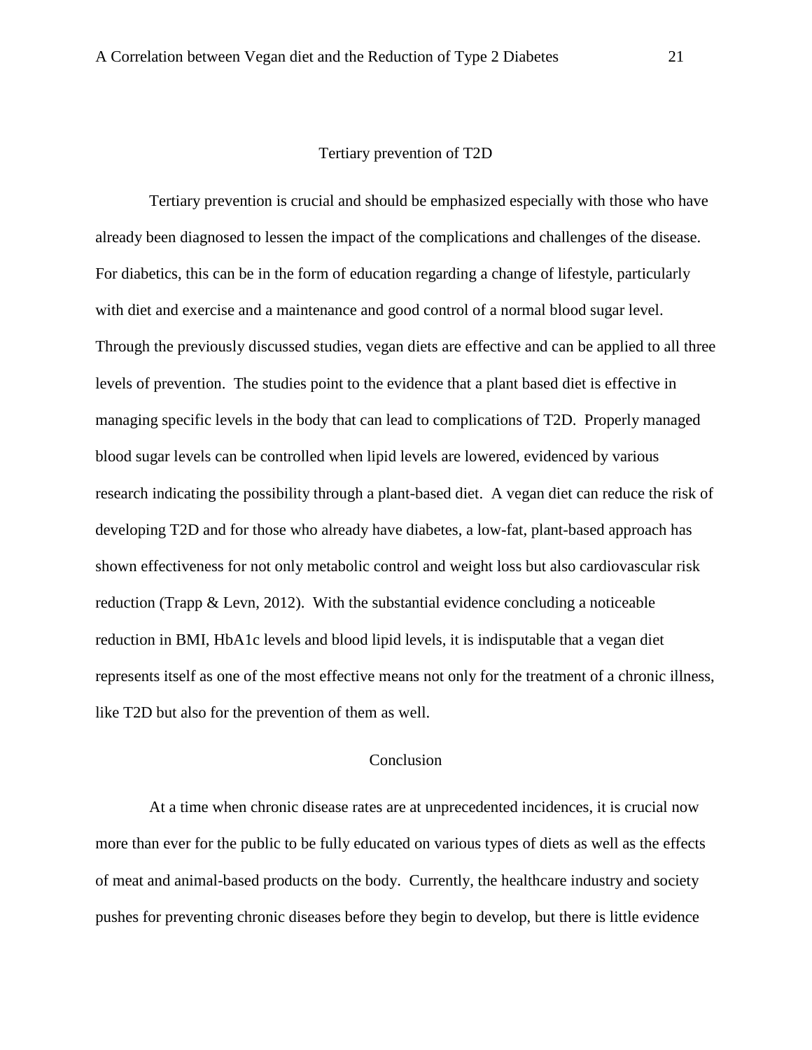## Tertiary prevention of T2D

Tertiary prevention is crucial and should be emphasized especially with those who have already been diagnosed to lessen the impact of the complications and challenges of the disease. For diabetics, this can be in the form of education regarding a change of lifestyle, particularly with diet and exercise and a maintenance and good control of a normal blood sugar level. Through the previously discussed studies, vegan diets are effective and can be applied to all three levels of prevention. The studies point to the evidence that a plant based diet is effective in managing specific levels in the body that can lead to complications of T2D. Properly managed blood sugar levels can be controlled when lipid levels are lowered, evidenced by various research indicating the possibility through a plant-based diet. A vegan diet can reduce the risk of developing T2D and for those who already have diabetes, a low-fat, plant-based approach has shown effectiveness for not only metabolic control and weight loss but also cardiovascular risk reduction (Trapp & Levn, 2012). With the substantial evidence concluding a noticeable reduction in BMI, HbA1c levels and blood lipid levels, it is indisputable that a vegan diet represents itself as one of the most effective means not only for the treatment of a chronic illness, like T2D but also for the prevention of them as well.

## Conclusion

At a time when chronic disease rates are at unprecedented incidences, it is crucial now more than ever for the public to be fully educated on various types of diets as well as the effects of meat and animal-based products on the body. Currently, the healthcare industry and society pushes for preventing chronic diseases before they begin to develop, but there is little evidence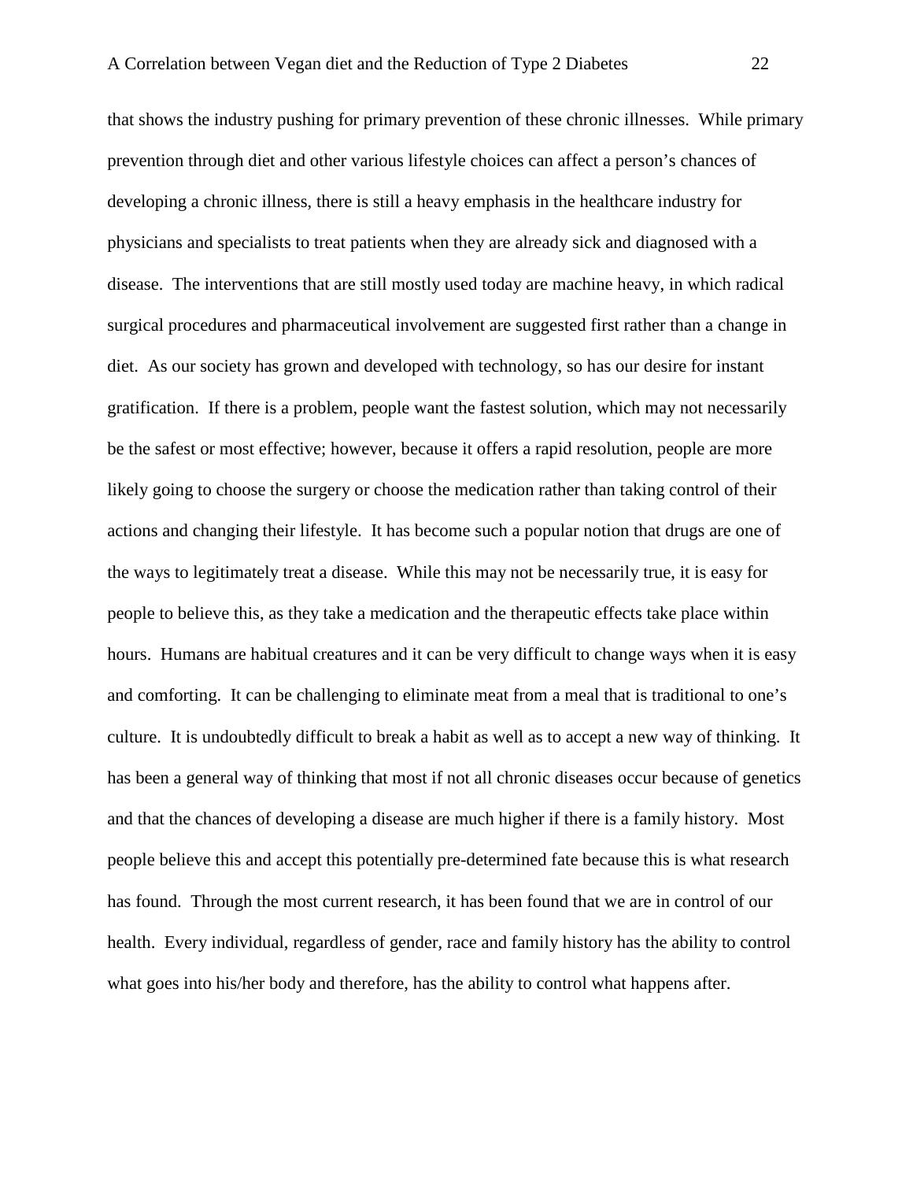that shows the industry pushing for primary prevention of these chronic illnesses. While primary prevention through diet and other various lifestyle choices can affect a person's chances of developing a chronic illness, there is still a heavy emphasis in the healthcare industry for physicians and specialists to treat patients when they are already sick and diagnosed with a disease. The interventions that are still mostly used today are machine heavy, in which radical surgical procedures and pharmaceutical involvement are suggested first rather than a change in diet. As our society has grown and developed with technology, so has our desire for instant gratification. If there is a problem, people want the fastest solution, which may not necessarily be the safest or most effective; however, because it offers a rapid resolution, people are more likely going to choose the surgery or choose the medication rather than taking control of their actions and changing their lifestyle. It has become such a popular notion that drugs are one of the ways to legitimately treat a disease. While this may not be necessarily true, it is easy for people to believe this, as they take a medication and the therapeutic effects take place within hours. Humans are habitual creatures and it can be very difficult to change ways when it is easy and comforting. It can be challenging to eliminate meat from a meal that is traditional to one's culture. It is undoubtedly difficult to break a habit as well as to accept a new way of thinking. It has been a general way of thinking that most if not all chronic diseases occur because of genetics and that the chances of developing a disease are much higher if there is a family history. Most people believe this and accept this potentially pre-determined fate because this is what research has found. Through the most current research, it has been found that we are in control of our health. Every individual, regardless of gender, race and family history has the ability to control what goes into his/her body and therefore, has the ability to control what happens after.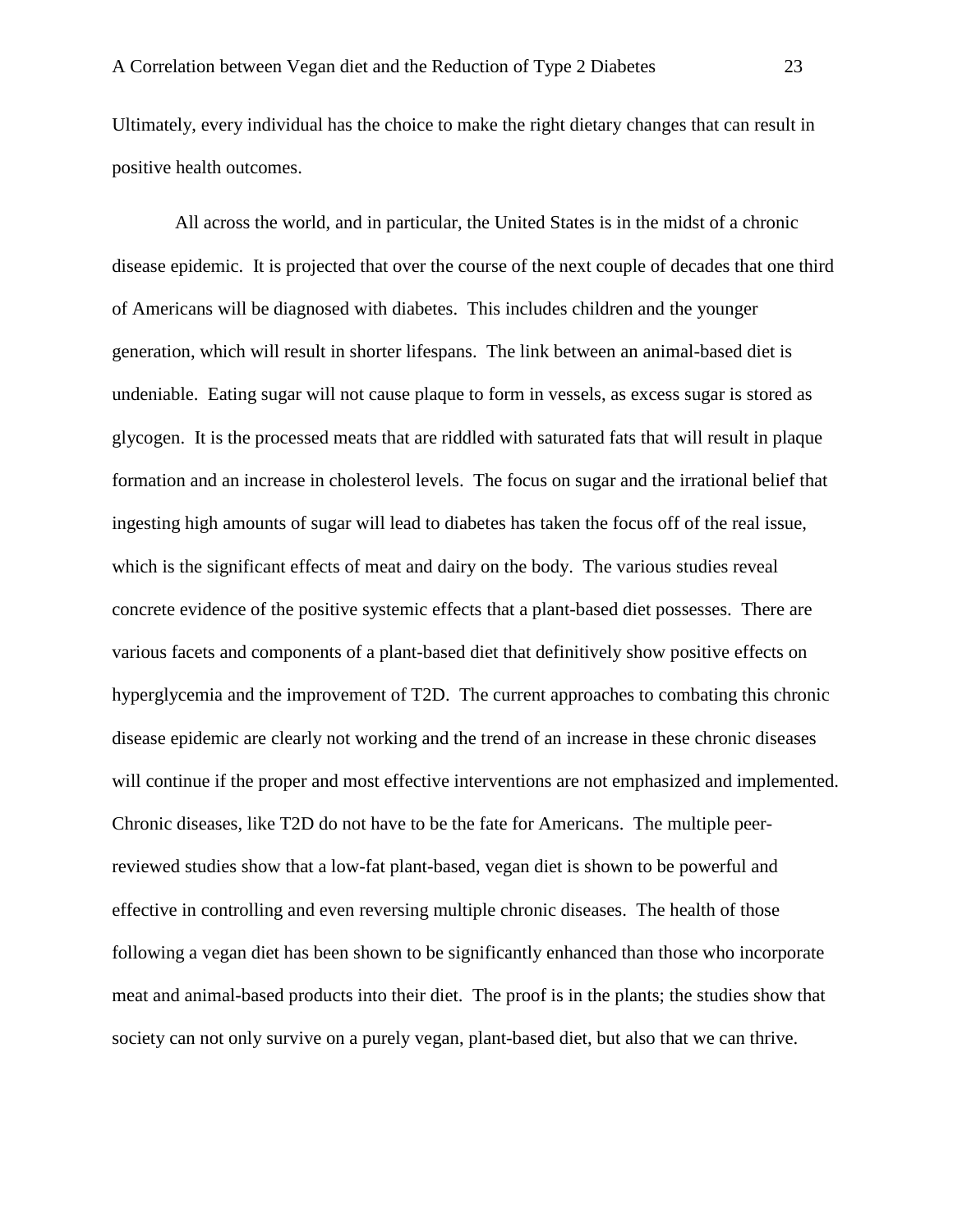Ultimately, every individual has the choice to make the right dietary changes that can result in positive health outcomes.

All across the world, and in particular, the United States is in the midst of a chronic disease epidemic. It is projected that over the course of the next couple of decades that one third of Americans will be diagnosed with diabetes. This includes children and the younger generation, which will result in shorter lifespans. The link between an animal-based diet is undeniable. Eating sugar will not cause plaque to form in vessels, as excess sugar is stored as glycogen. It is the processed meats that are riddled with saturated fats that will result in plaque formation and an increase in cholesterol levels. The focus on sugar and the irrational belief that ingesting high amounts of sugar will lead to diabetes has taken the focus off of the real issue, which is the significant effects of meat and dairy on the body. The various studies reveal concrete evidence of the positive systemic effects that a plant-based diet possesses. There are various facets and components of a plant-based diet that definitively show positive effects on hyperglycemia and the improvement of T2D. The current approaches to combating this chronic disease epidemic are clearly not working and the trend of an increase in these chronic diseases will continue if the proper and most effective interventions are not emphasized and implemented. Chronic diseases, like T2D do not have to be the fate for Americans. The multiple peer-reviewed studies show that a low-fat plant-based, vegan diet is shown to be powerful and effective in controlling and even reversing multiple chronic diseases. The health of those following a vegan diet has been shown to be significantly enhanced than those who incorporate meat and animal-based products into their diet. The proof is in the plants; the studies show that society can not only survive on a purely vegan, plant-based diet, but also that we can thrive.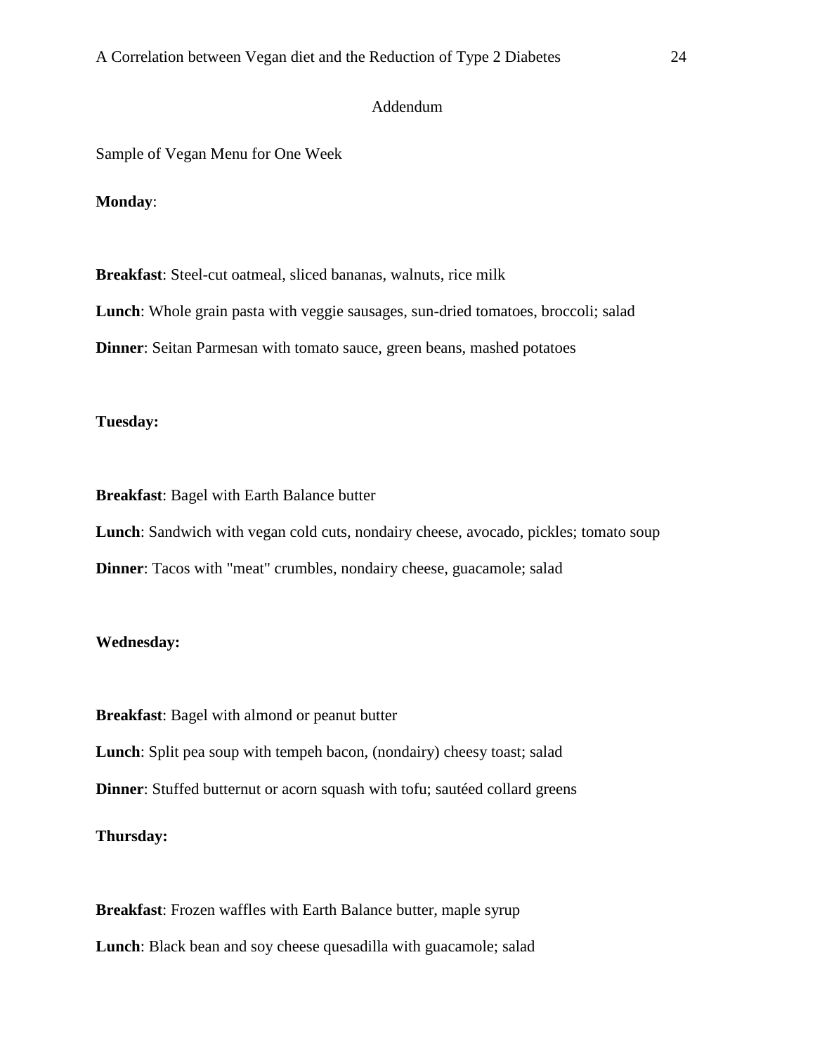# Addendum

Sample of Vegan Menu for One Week

**Monday**:

**Breakfast**: Steel-cut oatmeal, sliced bananas, walnuts, rice milk

**Lunch**: Whole grain pasta with veggie sausages, sun-dried tomatoes, broccoli; salad

**Dinner**: Seitan Parmesan with tomato sauce, green beans, mashed potatoes

**Tuesday:**

**Breakfast**: Bagel with Earth Balance butter

**Lunch**: Sandwich with vegan cold cuts, nondairy cheese, avocado, pickles; tomato soup

**Dinner**: Tacos with "meat" crumbles, nondairy cheese, guacamole; salad

**Wednesday:**

**Breakfast**: Bagel with almond or peanut butter

**Lunch**: Split pea soup with tempeh bacon, (nondairy) cheesy toast; salad

**Dinner**: Stuffed butternut or acorn squash with tofu; sautéed collard greens

**Thursday:**

**Breakfast**: Frozen waffles with Earth Balance butter, maple syrup

**Lunch**: Black bean and soy cheese quesadilla with guacamole; salad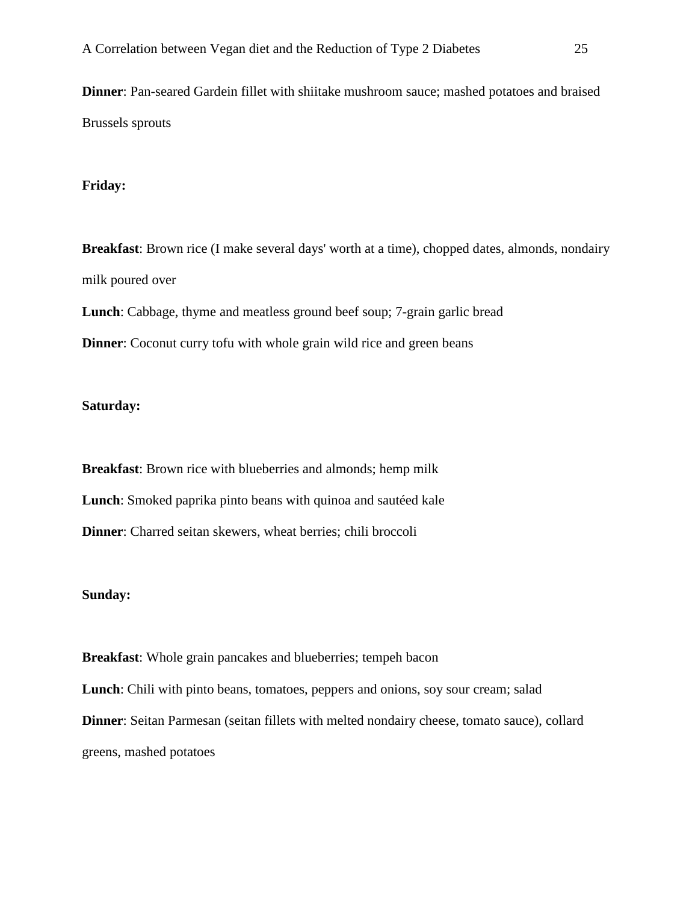**Dinner**: Pan-seared Gardein fillet with shiitake mushroom sauce; mashed potatoes and braised Brussels sprouts

**Friday:**

**Breakfast**: Brown rice (I make several days' worth at a time), chopped dates, almonds, nondairy milk poured over

**Lunch**: Cabbage, thyme and meatless ground beef soup; 7-grain garlic bread

**Dinner**: Coconut curry tofu with whole grain wild rice and green beans

**Saturday:**

**Breakfast**: Brown rice with blueberries and almonds; hemp milk

**Lunch**: Smoked paprika pinto beans with quinoa and sautéed kale

**Dinner**: Charred seitan skewers, wheat berries; chili broccoli

**Sunday:**

**Breakfast**: Whole grain pancakes and blueberries; tempeh bacon

**Lunch**: Chili with pinto beans, tomatoes, peppers and onions, soy sour cream; salad

**Dinner**: Seitan Parmesan (seitan fillets with melted nondairy cheese, tomato sauce), collard greens, mashed potatoes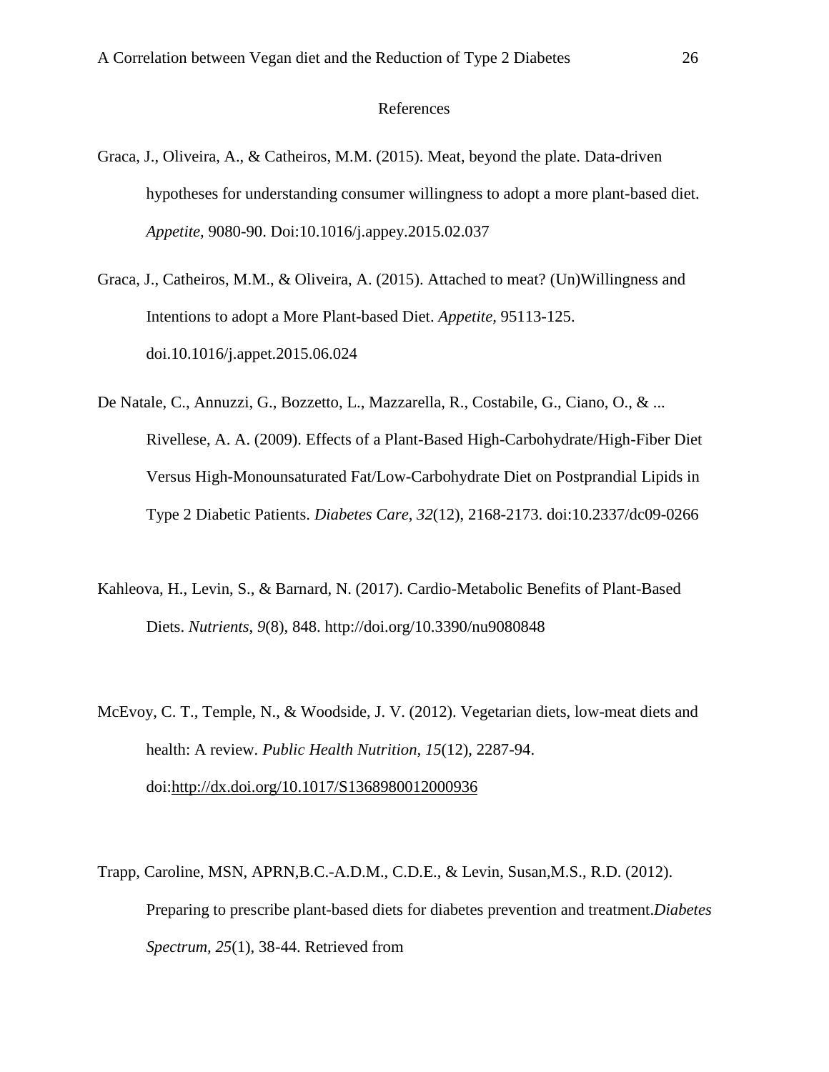References

Graca, J., Oliveira, A., & Catheiros, M.M. (2015). Meat, beyond the plate. Data-driven hypotheses for understanding consumer willingness to adopt a more plant-based diet. *Appetite*, 9080-90. Doi:10.1016/j.appey.2015.02.037

Graca, J., Catheiros, M.M., & Oliveira, A. (2015). Attached to meat? (Un)Willingness and Intentions to adopt a More Plant-based Diet. *Appetite*, 95113-125. doi.10.1016/j.appet.2015.06.024

De Natale, C., Annuzzi, G., Bozzetto, L., Mazzarella, R., Costabile, G., Ciano, O., & ... Rivellese, A. A. (2009). Effects of a Plant-Based High-Carbohydrate/High-Fiber Diet Versus High-Monounsaturated Fat/Low-Carbohydrate Diet on Postprandial Lipids in Type 2 Diabetic Patients. *Diabetes Care*, *32*(12), 2168-2173. doi:10.2337/dc09-0266

Kahleova, H., Levin, S., & Barnard, N. (2017). Cardio-Metabolic Benefits of Plant-Based Diets. *Nutrients*, *9*(8), 848. http://doi.org/10.3390/nu9080848

McEvoy, C. T., Temple, N., & Woodside, J. V. (2012). Vegetarian diets, low-meat diets and health: A review. *Public Health Nutrition*, *15*(12), 2287-94. doi:http://dx.doi.org/10.1017/S1368980012000936

Trapp, Caroline, MSN, APRN,B.C.-A.D.M., C.D.E., & Levin, Susan,M.S., R.D. (2012). Preparing to prescribe plant-based diets for diabetes prevention and treatment.*Diabetes Spectrum*, *25*(1), 38-44. Retrieved from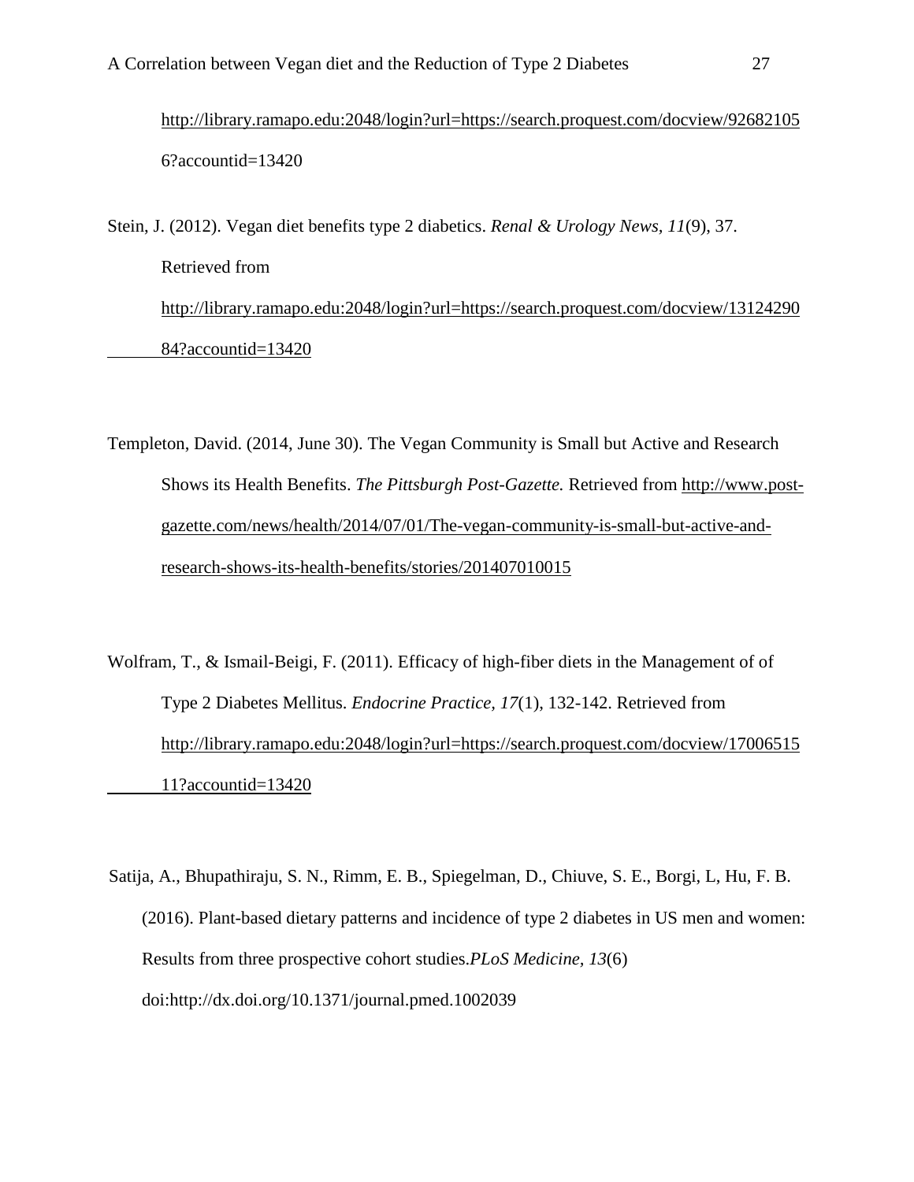http://library.ramapo.edu:2048/login?url=https://search.proquest.com/docview/926821056?accountid=13420

Stein, J. (2012). Vegan diet benefits type 2 diabetics. *Renal & Urology News, 11*(9), 37. Retrieved from http://library.ramapo.edu:2048/login?url=https://search.proquest.com/docview/1312429084?accountid=13420

Templeton, David. (2014, June 30). The Vegan Community is Small but Active and Research Shows its Health Benefits. *The Pittsburgh Post-Gazette.* Retrieved from http://www.post-gazette.com/news/health/2014/07/01/The-vegan-community-is-small-but-active-and-research-shows-its-health-benefits/stories/201407010015

Wolfram, T., & Ismail-Beigi, F. (2011). Efficacy of high-fiber diets in the Management of of Type 2 Diabetes Mellitus. *Endocrine Practice, 17*(1), 132-142. Retrieved from http://library.ramapo.edu:2048/login?url=https://search.proquest.com/docview/1700651511?accountid=13420

Satija, A., Bhupathiraju, S. N., Rimm, E. B., Spiegelman, D., Chiuve, S. E., Borgi, L, Hu, F. B. (2016). Plant-based dietary patterns and incidence of type 2 diabetes in US men and women: Results from three prospective cohort studies.*PLoS Medicine, 13*(6) doi:http://dx.doi.org/10.1371/journal.pmed.1002039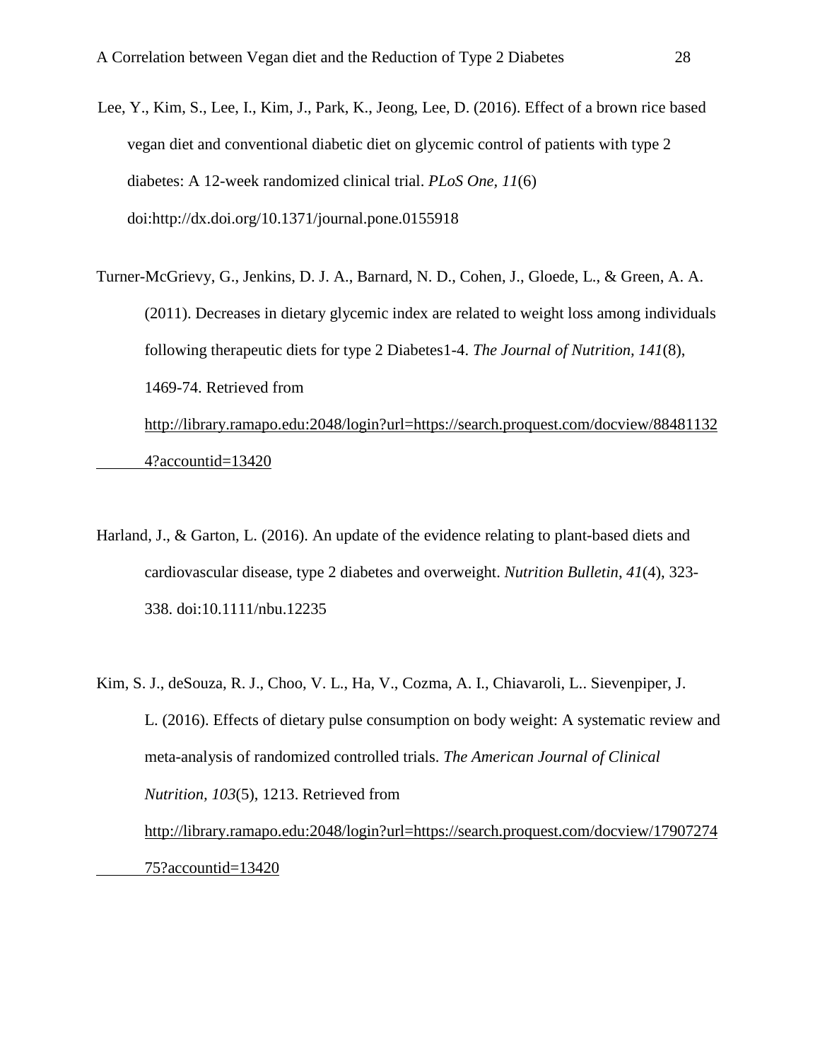Lee, Y., Kim, S., Lee, I., Kim, J., Park, K., Jeong, Lee, D. (2016). Effect of a brown rice based vegan diet and conventional diabetic diet on glycemic control of patients with type 2 diabetes: A 12-week randomized clinical trial. *PLoS One, 11*(6) doi:http://dx.doi.org/10.1371/journal.pone.0155918

Turner-McGrievy, G., Jenkins, D. J. A., Barnard, N. D., Cohen, J., Gloede, L., & Green, A. A. (2011). Decreases in dietary glycemic index are related to weight loss among individuals following therapeutic diets for type 2 Diabetes1-4. *The Journal of Nutrition, 141*(8), 1469-74. Retrieved from http://library.ramapo.edu:2048/login?url=https://search.proquest.com/docview/884811324?accountid=13420

Harland, J., & Garton, L. (2016). An update of the evidence relating to plant-based diets and cardiovascular disease, type 2 diabetes and overweight. *Nutrition Bulletin, 41*(4), 323-338. doi:10.1111/nbu.12235

Kim, S. J., deSouza, R. J., Choo, V. L., Ha, V., Cozma, A. I., Chiavaroli, L.. Sievenpiper, J. L. (2016). Effects of dietary pulse consumption on body weight: A systematic review and meta-analysis of randomized controlled trials. *The American Journal of Clinical Nutrition, 103*(5), 1213. Retrieved from http://library.ramapo.edu:2048/login?url=https://search.proquest.com/docview/1790727475?accountid=13420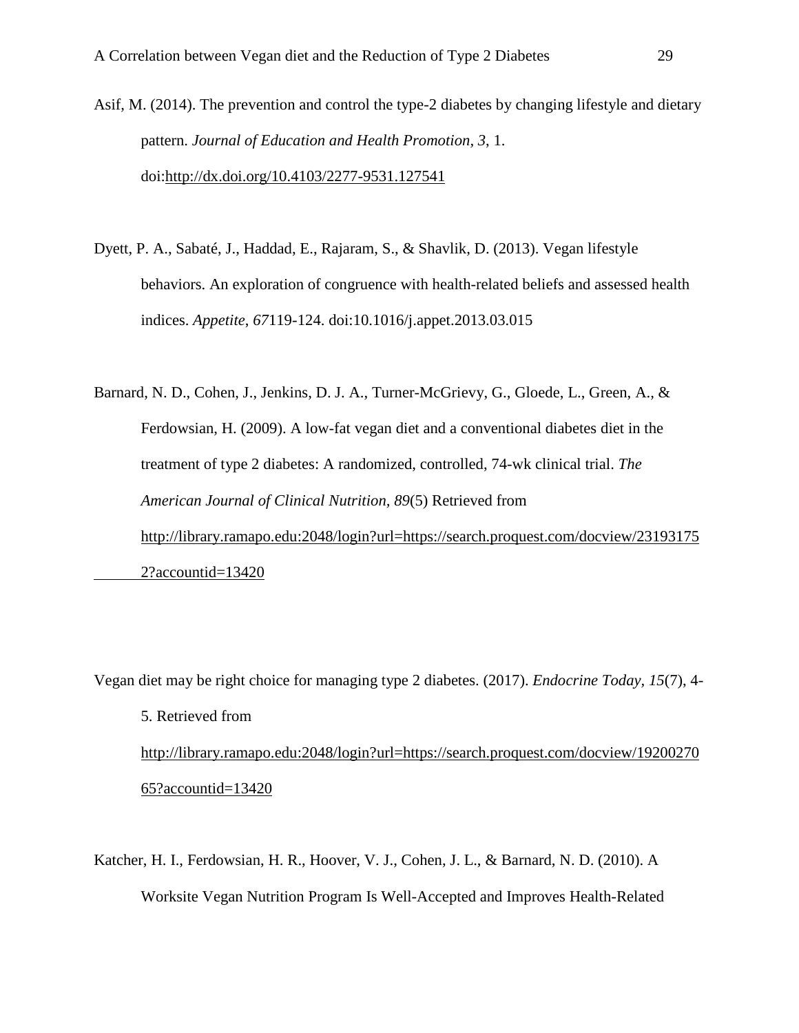Asif, M. (2014). The prevention and control the type-2 diabetes by changing lifestyle and dietary pattern. *Journal of Education and Health Promotion, 3*, 1. doi:http://dx.doi.org/10.4103/2277-9531.127541

Dyett, P. A., Sabaté, J., Haddad, E., Rajaram, S., & Shavlik, D. (2013). Vegan lifestyle behaviors. An exploration of congruence with health-related beliefs and assessed health indices. *Appetite*, *67*119-124. doi:10.1016/j.appet.2013.03.015

Barnard, N. D., Cohen, J., Jenkins, D. J. A., Turner-McGrievy, G., Gloede, L., Green, A., & Ferdowsian, H. (2009). A low-fat vegan diet and a conventional diabetes diet in the treatment of type 2 diabetes: A randomized, controlled, 74-wk clinical trial. *The American Journal of Clinical Nutrition, 89*(5) Retrieved from http://library.ramapo.edu:2048/login?url=https://search.proquest.com/docview/231931752?accountid=13420

Vegan diet may be right choice for managing type 2 diabetes. (2017). *Endocrine Today, 15*(7), 4-5. Retrieved from http://library.ramapo.edu:2048/login?url=https://search.proquest.com/docview/1920027065?accountid=13420

Katcher, H. I., Ferdowsian, H. R., Hoover, V. J., Cohen, J. L., & Barnard, N. D. (2010). A Worksite Vegan Nutrition Program Is Well-Accepted and Improves Health-Related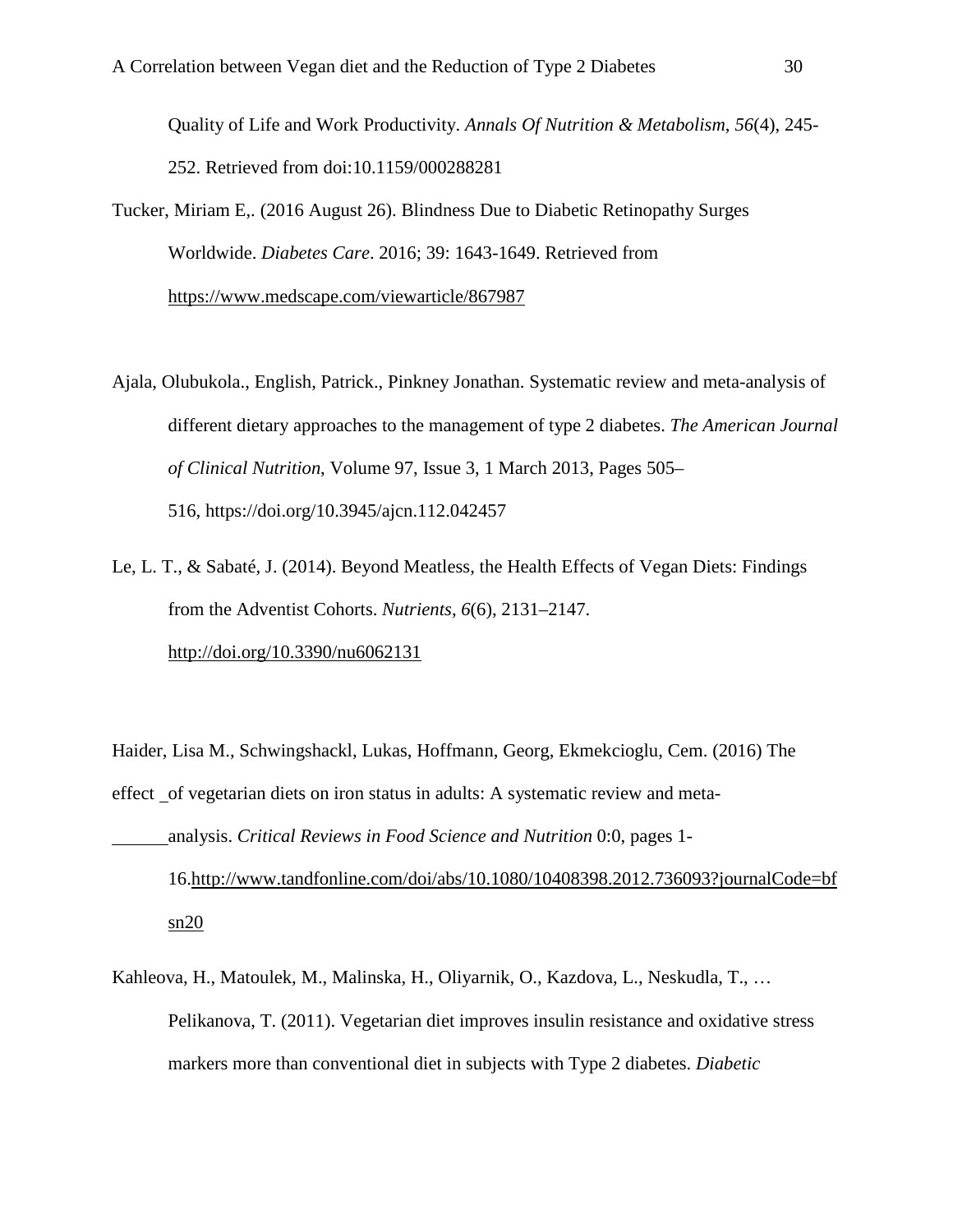Quality of Life and Work Productivity. *Annals Of Nutrition & Metabolism*, *56*(4), 245-252. Retrieved from doi:10.1159/000288281

Tucker, Miriam E,. (2016 August 26). Blindness Due to Diabetic Retinopathy Surges Worldwide. *Diabetes Care*. 2016; 39: 1643-1649. Retrieved from https://www.medscape.com/viewarticle/867987

Ajala, Olubukola., English, Patrick., Pinkney Jonathan. Systematic review and meta-analysis of different dietary approaches to the management of type 2 diabetes. *The American Journal of Clinical Nutrition*, Volume 97, Issue 3, 1 March 2013, Pages 505–516, https://doi.org/10.3945/ajcn.112.042457

Le, L. T., & Sabaté, J. (2014). Beyond Meatless, the Health Effects of Vegan Diets: Findings from the Adventist Cohorts. *Nutrients*, *6*(6), 2131–2147. http://doi.org/10.3390/nu6062131

Haider, Lisa M., Schwingshackl, Lukas, Hoffmann, Georg, Ekmekcioglu, Cem. (2016) The effect of vegetarian diets on iron status in adults: A systematic review and meta-analysis. *Critical Reviews in Food Science and Nutrition* 0:0, pages 1-16.http://www.tandfonline.com/doi/abs/10.1080/10408398.2012.736093?journalCode=bfsn20

Kahleova, H., Matoulek, M., Malinska, H., Oliyarnik, O., Kazdova, L., Neskudla, T., … Pelikanova, T. (2011). Vegetarian diet improves insulin resistance and oxidative stress markers more than conventional diet in subjects with Type 2 diabetes. *Diabetic*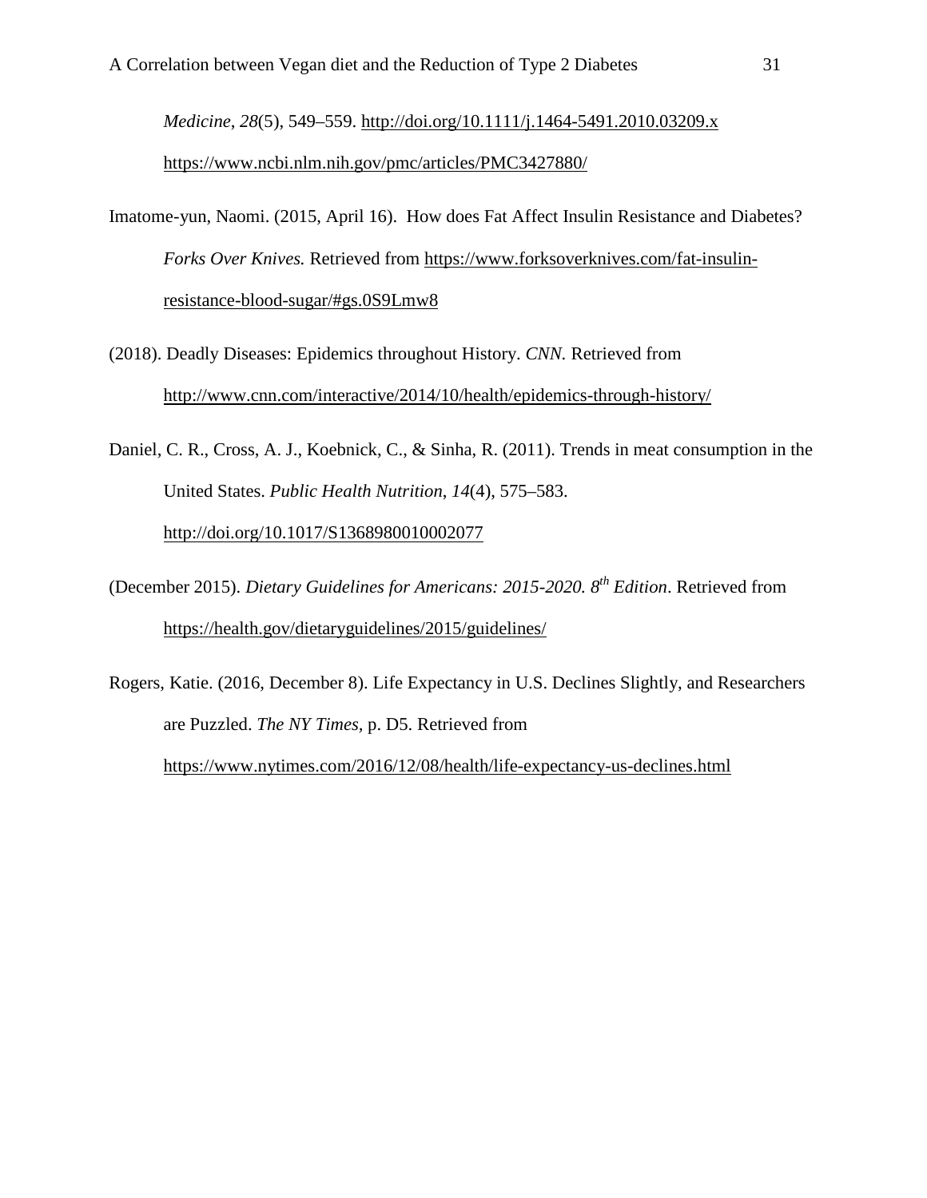*Medicine*, *28*(5), 549–559. http://doi.org/10.1111/j.1464-5491.2010.03209.x https://www.ncbi.nlm.nih.gov/pmc/articles/PMC3427880/

Imatome-yun, Naomi. (2015, April 16). How does Fat Affect Insulin Resistance and Diabetes? *Forks Over Knives.* Retrieved from https://www.forksoverknives.com/fat-insulin-resistance-blood-sugar/#gs.0S9Lmw8

(2018). Deadly Diseases: Epidemics throughout History. *CNN.* Retrieved from http://www.cnn.com/interactive/2014/10/health/epidemics-through-history/

Daniel, C. R., Cross, A. J., Koebnick, C., & Sinha, R. (2011). Trends in meat consumption in the United States. *Public Health Nutrition*, *14*(4), 575–583. http://doi.org/10.1017/S1368980010002077

(December 2015). *Dietary Guidelines for Americans: 2015-2020. 8th Edition*. Retrieved from https://health.gov/dietaryguidelines/2015/guidelines/

Rogers, Katie. (2016, December 8). Life Expectancy in U.S. Declines Slightly, and Researchers are Puzzled. *The NY Times*, p. D5. Retrieved from https://www.nytimes.com/2016/12/08/health/life-expectancy-us-declines.html